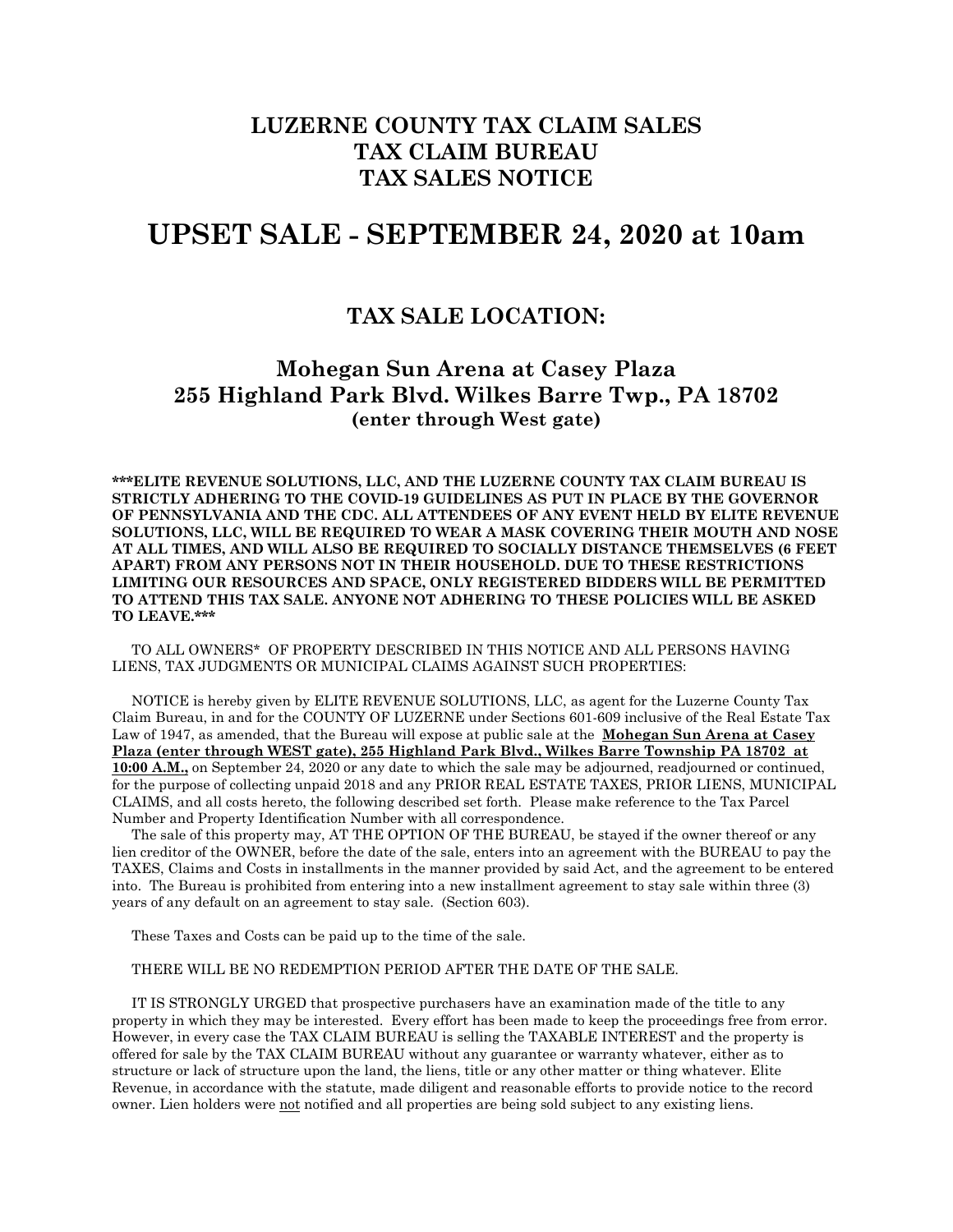# LUZERNE COUNTY TAX CLAIM SALES
# TAX CLAIM BUREAU
# TAX SALES NOTICE

# UPSET SALE - SEPTEMBER 24, 2020 at 10am

## TAX SALE LOCATION:

## Mohegan Sun Arena at Casey Plaza
## 255 Highland Park Blvd. Wilkes Barre Twp., PA 18702
### (enter through West gate)

**\*\*\*ELITE REVENUE SOLUTIONS, LLC, AND THE LUZERNE COUNTY TAX CLAIM BUREAU IS STRICTLY ADHERING TO THE COVID-19 GUIDELINES AS PUT IN PLACE BY THE GOVERNOR OF PENNSYLVANIA AND THE CDC. ALL ATTENDEES OF ANY EVENT HELD BY ELITE REVENUE SOLUTIONS, LLC, WILL BE REQUIRED TO WEAR A MASK COVERING THEIR MOUTH AND NOSE AT ALL TIMES, AND WILL ALSO BE REQUIRED TO SOCIALLY DISTANCE THEMSELVES (6 FEET APART) FROM ANY PERSONS NOT IN THEIR HOUSEHOLD. DUE TO THESE RESTRICTIONS LIMITING OUR RESOURCES AND SPACE, ONLY REGISTERED BIDDERS WILL BE PERMITTED TO ATTEND THIS TAX SALE. ANYONE NOT ADHERING TO THESE POLICIES WILL BE ASKED TO LEAVE.\*\*\***

TO ALL OWNERS* OF PROPERTY DESCRIBED IN THIS NOTICE AND ALL PERSONS HAVING LIENS, TAX JUDGMENTS OR MUNICIPAL CLAIMS AGAINST SUCH PROPERTIES:

NOTICE is hereby given by ELITE REVENUE SOLUTIONS, LLC, as agent for the Luzerne County Tax Claim Bureau, in and for the COUNTY OF LUZERNE under Sections 601-609 inclusive of the Real Estate Tax Law of 1947, as amended, that the Bureau will expose at public sale at the **Mohegan Sun Arena at Casey Plaza (enter through WEST gate), 255 Highland Park Blvd., Wilkes Barre Township PA 18702 at 10:00 A.M.,** on September 24, 2020 or any date to which the sale may be adjourned, readjourned or continued, for the purpose of collecting unpaid 2018 and any PRIOR REAL ESTATE TAXES, PRIOR LIENS, MUNICIPAL CLAIMS, and all costs hereto, the following described set forth. Please make reference to the Tax Parcel Number and Property Identification Number with all correspondence.

The sale of this property may, AT THE OPTION OF THE BUREAU, be stayed if the owner thereof or any lien creditor of the OWNER, before the date of the sale, enters into an agreement with the BUREAU to pay the TAXES, Claims and Costs in installments in the manner provided by said Act, and the agreement to be entered into. The Bureau is prohibited from entering into a new installment agreement to stay sale within three (3) years of any default on an agreement to stay sale. (Section 603).

These Taxes and Costs can be paid up to the time of the sale.

THERE WILL BE NO REDEMPTION PERIOD AFTER THE DATE OF THE SALE.

IT IS STRONGLY URGED that prospective purchasers have an examination made of the title to any property in which they may be interested. Every effort has been made to keep the proceedings free from error. However, in every case the TAX CLAIM BUREAU is selling the TAXABLE INTEREST and the property is offered for sale by the TAX CLAIM BUREAU without any guarantee or warranty whatever, either as to structure or lack of structure upon the land, the liens, title or any other matter or thing whatever. Elite Revenue, in accordance with the statute, made diligent and reasonable efforts to provide notice to the record owner. Lien holders were not notified and all properties are being sold subject to any existing liens.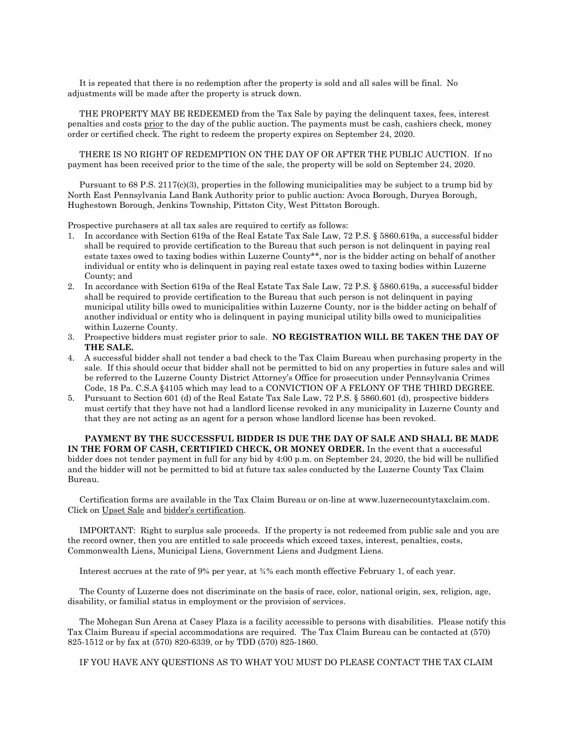It is repeated that there is no redemption after the property is sold and all sales will be final. No adjustments will be made after the property is struck down.

THE PROPERTY MAY BE REDEEMED from the Tax Sale by paying the delinquent taxes, fees, interest penalties and costs prior to the day of the public auction. The payments must be cash, cashiers check, money order or certified check. The right to redeem the property expires on September 24, 2020.

THERE IS NO RIGHT OF REDEMPTION ON THE DAY OF OR AFTER THE PUBLIC AUCTION. If no payment has been received prior to the time of the sale, the property will be sold on September 24, 2020.

Pursuant to 68 P.S. 2117(c)(3), properties in the following municipalities may be subject to a trump bid by North East Pennsylvania Land Bank Authority prior to public auction: Avoca Borough, Duryea Borough, Hughestown Borough, Jenkins Township, Pittston City, West Pittston Borough.

Prospective purchasers at all tax sales are required to certify as follows:

1. In accordance with Section 619a of the Real Estate Tax Sale Law, 72 P.S. § 5860.619a, a successful bidder shall be required to provide certification to the Bureau that such person is not delinquent in paying real estate taxes owed to taxing bodies within Luzerne County**, nor is the bidder acting on behalf of another individual or entity who is delinquent in paying real estate taxes owed to taxing bodies within Luzerne County; and
2. In accordance with Section 619a of the Real Estate Tax Sale Law, 72 P.S. § 5860.619a, a successful bidder shall be required to provide certification to the Bureau that such person is not delinquent in paying municipal utility bills owed to municipalities within Luzerne County, nor is the bidder acting on behalf of another individual or entity who is delinquent in paying municipal utility bills owed to municipalities within Luzerne County.
3. Prospective bidders must register prior to sale. **NO REGISTRATION WILL BE TAKEN THE DAY OF THE SALE.**
4. A successful bidder shall not tender a bad check to the Tax Claim Bureau when purchasing property in the sale. If this should occur that bidder shall not be permitted to bid on any properties in future sales and will be referred to the Luzerne County District Attorney's Office for prosecution under Pennsylvania Crimes Code, 18 Pa. C.S.A §4105 which may lead to a CONVICTION OF A FELONY OF THE THIRD DEGREE.
5. Pursuant to Section 601 (d) of the Real Estate Tax Sale Law, 72 P.S. § 5860.601 (d), prospective bidders must certify that they have not had a landlord license revoked in any municipality in Luzerne County and that they are not acting as an agent for a person whose landlord license has been revoked.

**PAYMENT BY THE SUCCESSFUL BIDDER IS DUE THE DAY OF SALE AND SHALL BE MADE IN THE FORM OF CASH, CERTIFIED CHECK, OR MONEY ORDER.** In the event that a successful bidder does not tender payment in full for any bid by 4:00 p.m. on September 24, 2020, the bid will be nullified and the bidder will not be permitted to bid at future tax sales conducted by the Luzerne County Tax Claim Bureau.

Certification forms are available in the Tax Claim Bureau or on-line at www.luzernecountytaxclaim.com. Click on Upset Sale and bidder's certification.

IMPORTANT: Right to surplus sale proceeds. If the property is not redeemed from public sale and you are the record owner, then you are entitled to sale proceeds which exceed taxes, interest, penalties, costs, Commonwealth Liens, Municipal Liens, Government Liens and Judgment Liens.

Interest accrues at the rate of 9% per year, at ¾% each month effective February 1, of each year.

The County of Luzerne does not discriminate on the basis of race, color, national origin, sex, religion, age, disability, or familial status in employment or the provision of services.

The Mohegan Sun Arena at Casey Plaza is a facility accessible to persons with disabilities. Please notify this Tax Claim Bureau if special accommodations are required. The Tax Claim Bureau can be contacted at (570) 825-1512 or by fax at (570) 820-6339, or by TDD (570) 825-1860.

IF YOU HAVE ANY QUESTIONS AS TO WHAT YOU MUST DO PLEASE CONTACT THE TAX CLAIM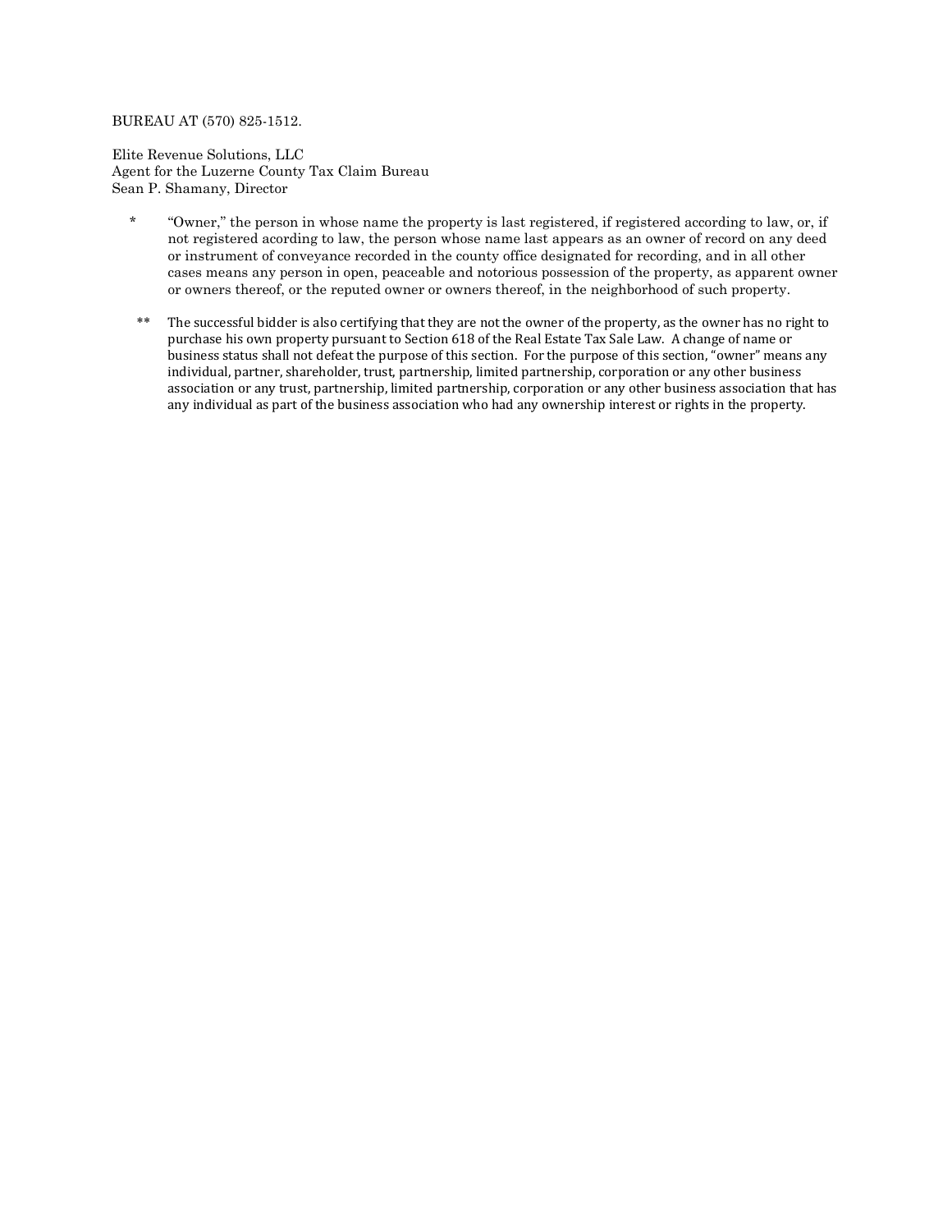BUREAU AT (570) 825-1512.

Elite Revenue Solutions, LLC
Agent for the Luzerne County Tax Claim Bureau
Sean P. Shamany, Director

\* "Owner," the person in whose name the property is last registered, if registered according to law, or, if not registered acording to law, the person whose name last appears as an owner of record on any deed or instrument of conveyance recorded in the county office designated for recording, and in all other cases means any person in open, peaceable and notorious possession of the property, as apparent owner or owners thereof, or the reputed owner or owners thereof, in the neighborhood of such property.

\*\* The successful bidder is also certifying that they are not the owner of the property, as the owner has no right to purchase his own property pursuant to Section 618 of the Real Estate Tax Sale Law. A change of name or business status shall not defeat the purpose of this section. For the purpose of this section, "owner" means any individual, partner, shareholder, trust, partnership, limited partnership, corporation or any other business association or any trust, partnership, limited partnership, corporation or any other business association that has any individual as part of the business association who had any ownership interest or rights in the property.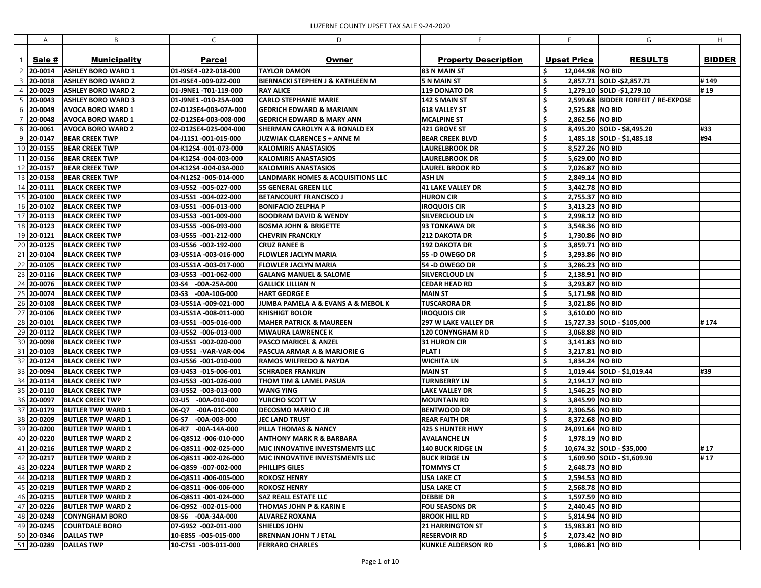LUZERNE COUNTY UPSET TAX SALE 9-24-2020

| Sale # | Municipality | Parcel | Owner | Property Description | Upset Price | RESULTS | BIDDER |
|---|---|---|---|---|---|---|---|
| 20-0014 | ASHLEY BORO WARD 1 | 01-I9SE4 -022-018-000 | TAYLOR DAMON | 83 N MAIN ST | $ 12,044.98 | NO BID | |
| 20-0018 | ASHLEY BORO WARD 2 | 01-I9SE4 -009-022-000 | BIERNACKI STEPHEN J & KATHLEEN M | 5 N MAIN ST | $ 2,857.71 | SOLD -$2,857.71 | # 149 |
| 20-0029 | ASHLEY BORO WARD 2 | 01-J9NE1 -T01-119-000 | RAY ALICE | 119 DONATO DR | $ 1,279.10 | SOLD -$1,279.10 | # 19 |
| 20-0043 | ASHLEY BORO WARD 3 | 01-J9NE1 -010-25A-000 | CARLO STEPHANIE MARIE | 142 S MAIN ST | $ 2,599.68 | BIDDER FORFEIT / RE-EXPOSE | |
| 20-0049 | AVOCA BORO WARD 1 | 02-D12SE4-003-07A-000 | GEDRICH EDWARD & MARIANN | 618 VALLEY ST | $ 2,525.88 | NO BID | |
| 20-0048 | AVOCA BORO WARD 1 | 02-D12SE4-003-008-000 | GEDRICH EDWARD & MARY ANN | MCALPINE ST | $ 2,862.56 | NO BID | |
| 20-0061 | AVOCA BORO WARD 2 | 02-D12SE4-025-004-000 | SHERMAN CAROLYN A & RONALD EX | 421 GROVE ST | $ 8,495.20 | SOLD - $8,495.20 | #33 |
| 20-0147 | BEAR CREEK TWP | 04-J11S1 -001-015-000 | JUZWIAK CLARENCE S + ANNE M | BEAR CREEK BLVD | $ 1,485.18 | SOLD - $1,485.18 | #94 |
| 20-0155 | BEAR CREEK TWP | 04-K12S4 -001-073-000 | KALOMIRIS ANASTASIOS | LAURELBROOK DR | $ 8,527.26 | NO BID | |
| 20-0156 | BEAR CREEK TWP | 04-K12S4 -004-003-000 | KALOMIRIS ANASTASIOS | LAURELBROOK DR | $ 5,629.00 | NO BID | |
| 20-0157 | BEAR CREEK TWP | 04-K12S4 -004-03A-000 | KALOMIRIS ANASTASIOS | LAUREL BROOK RD | $ 7,026.87 | NO BID | |
| 20-0158 | BEAR CREEK TWP | 04-N12S2 -005-014-000 | LANDMARK HOMES & ACQUISITIONS LLC | ASH LN | $ 2,849.14 | NO BID | |
| 20-0111 | BLACK CREEK TWP | 03-U5S2 -005-027-000 | 55 GENERAL GREEN LLC | 41 LAKE VALLEY DR | $ 3,442.78 | NO BID | |
| 20-0100 | BLACK CREEK TWP | 03-U5S1 -004-022-000 | BETANCOURT FRANCISCO J | HURON CIR | $ 2,755.37 | NO BID | |
| 20-0102 | BLACK CREEK TWP | 03-U5S1 -006-013-000 | BONIFACIO ZELPHA P | IROQUOIS CIR | $ 3,413.23 | NO BID | |
| 20-0113 | BLACK CREEK TWP | 03-U5S3 -001-009-000 | BOODRAM DAVID & WENDY | SILVERCLOUD LN | $ 2,998.12 | NO BID | |
| 20-0123 | BLACK CREEK TWP | 03-U5S5 -006-093-000 | BOSMA JOHN & BRIGETTE | 93 TONKAWA DR | $ 3,548.36 | NO BID | |
| 20-0121 | BLACK CREEK TWP | 03-U5S5 -001-212-000 | CHEVRIN FRANCKLY | 212 DAKOTA DR | $ 1,730.86 | NO BID | |
| 20-0125 | BLACK CREEK TWP | 03-U5S6 -002-192-000 | CRUZ RANEE B | 192 DAKOTA DR | $ 3,859.71 | NO BID | |
| 20-0104 | BLACK CREEK TWP | 03-U5S1A -003-016-000 | FLOWLER JACLYN MARIA | 55 -D OWEGO DR | $ 3,293.86 | NO BID | |
| 20-0105 | BLACK CREEK TWP | 03-U5S1A -003-017-000 | FLOWLER JACLYN MARIA | 54 -D OWEGO DR | $ 3,286.23 | NO BID | |
| 20-0116 | BLACK CREEK TWP | 03-U5S3 -001-062-000 | GALANG MANUEL & SALOME | SILVERCLOUD LN | $ 2,138.91 | NO BID | |
| 20-0076 | BLACK CREEK TWP | 03-S4 -00A-25A-000 | GALLICK LILLIAN N | CEDAR HEAD RD | $ 3,293.87 | NO BID | |
| 20-0074 | BLACK CREEK TWP | 03-S3 -00A-10G-000 | HART GEORGE E | MAIN ST | $ 5,171.98 | NO BID | |
| 20-0108 | BLACK CREEK TWP | 03-U5S1A -009-021-000 | JUMBA PAMELA A & EVANS A & MEBOL K | TUSCARORA DR | $ 3,021.86 | NO BID | |
| 20-0106 | BLACK CREEK TWP | 03-U5S1A -008-011-000 | KHISHIGT BOLOR | IROQUOIS CIR | $ 3,610.00 | NO BID | |
| 20-0101 | BLACK CREEK TWP | 03-U5S1 -005-016-000 | MAHER PATRICK & MAUREEN | 297 W LAKE VALLEY DR | $ 15,727.33 | SOLD - $105,000 | # 174 |
| 20-0112 | BLACK CREEK TWP | 03-U5S2 -006-013-000 | MWAURA LAWRENCE K | 120 CONYNGHAM RD | $ 3,068.88 | NO BID | |
| 20-0098 | BLACK CREEK TWP | 03-U5S1 -002-020-000 | PASCO MARICEL & ANZEL | 31 HURON CIR | $ 3,141.83 | NO BID | |
| 20-0103 | BLACK CREEK TWP | 03-U5S1 -VAR-VAR-004 | PASCUA ARMAR A & MARJORIE G | PLAT I | $ 3,217.81 | NO BID | |
| 20-0124 | BLACK CREEK TWP | 03-U5S6 -001-010-000 | RAMOS WILFREDO & NAYDA | WICHITA LN | $ 1,834.24 | NO BID | |
| 20-0094 | BLACK CREEK TWP | 03-U4S3 -015-006-001 | SCHRADER FRANKLIN | MAIN ST | $ 1,019.44 | SOLD - $1,019.44 | #39 |
| 20-0114 | BLACK CREEK TWP | 03-U5S3 -001-026-000 | THOM TIM & LAMEL PASUA | TURNBERRY LN | $ 2,194.17 | NO BID | |
| 20-0110 | BLACK CREEK TWP | 03-U5S2 -003-013-000 | WANG YING | LAKE VALLEY DR | $ 1,546.25 | NO BID | |
| 20-0097 | BLACK CREEK TWP | 03-U5 -00A-010-000 | YURCHO SCOTT W | MOUNTAIN RD | $ 3,845.99 | NO BID | |
| 20-0179 | BUTLER TWP WARD 1 | 06-Q7 -00A-01C-000 | DECOSMO MARIO C JR | BENTWOOD DR | $ 2,306.56 | NO BID | |
| 20-0209 | BUTLER TWP WARD 1 | 06-S7 -00A-003-000 | JEC LAND TRUST | REAR FAITH DR | $ 8,372.68 | NO BID | |
| 20-0200 | BUTLER TWP WARD 1 | 06-R7 -00A-14A-000 | PILLA THOMAS & NANCY | 425 S HUNTER HWY | $ 24,091.64 | NO BID | |
| 20-0220 | BUTLER TWP WARD 2 | 06-Q8S12 -006-010-000 | ANTHONY MARK R & BARBARA | AVALANCHE LN | $ 1,978.19 | NO BID | |
| 20-0216 | BUTLER TWP WARD 2 | 06-Q8S11 -002-025-000 | MJC INNOVATIVE INVESTSMENTS LLC | 140 BUCK RIDGE LN | $ 10,674.32 | SOLD - $35,000 | # 17 |
| 20-0217 | BUTLER TWP WARD 2 | 06-Q8S11 -002-026-000 | MJC INNOVATIVE INVESTSMENTS LLC | BUCK RIDGE LN | $ 1,609.90 | SOLD - $1,609.90 | # 17 |
| 20-0224 | BUTLER TWP WARD 2 | 06-Q8S9 -007-002-000 | PHILLIPS GILES | TOMMYS CT | $ 2,648.73 | NO BID | |
| 20-0218 | BUTLER TWP WARD 2 | 06-Q8S11 -006-005-000 | ROKOSZ HENRY | LISA LAKE CT | $ 2,594.53 | NO BID | |
| 20-0219 | BUTLER TWP WARD 2 | 06-Q8S11 -006-006-000 | ROKOSZ HENRY | LISA LAKE CT | $ 2,568.78 | NO BID | |
| 20-0215 | BUTLER TWP WARD 2 | 06-Q8S11 -001-024-000 | SAZ REALL ESTATE LLC | DEBBIE DR | $ 1,597.59 | NO BID | |
| 20-0226 | BUTLER TWP WARD 2 | 06-Q9S2 -002-015-000 | THOMAS JOHN P & KARIN E | FOU SEASONS DR | $ 2,440.45 | NO BID | |
| 20-0248 | CONYNGHAM BORO | 08-S6 -00A-34A-000 | ALVAREZ ROXANA | BROOK HILL RD | $ 5,814.94 | NO BID | |
| 20-0245 | COURTDALE BORO | 07-G9S2 -002-011-000 | SHIELDS JOHN | 21 HARRINGTON ST | $ 15,983.81 | NO BID | |
| 20-0346 | DALLAS TWP | 10-E8S5 -005-015-000 | BRENNAN JOHN T J ETAL | RESERVOIR RD | $ 2,073.42 | NO BID | |
| 20-0289 | DALLAS TWP | 10-C7S1 -003-011-000 | FERRARO CHARLES | KUNKLE ALDERSON RD | $ 1,086.81 | NO BID | |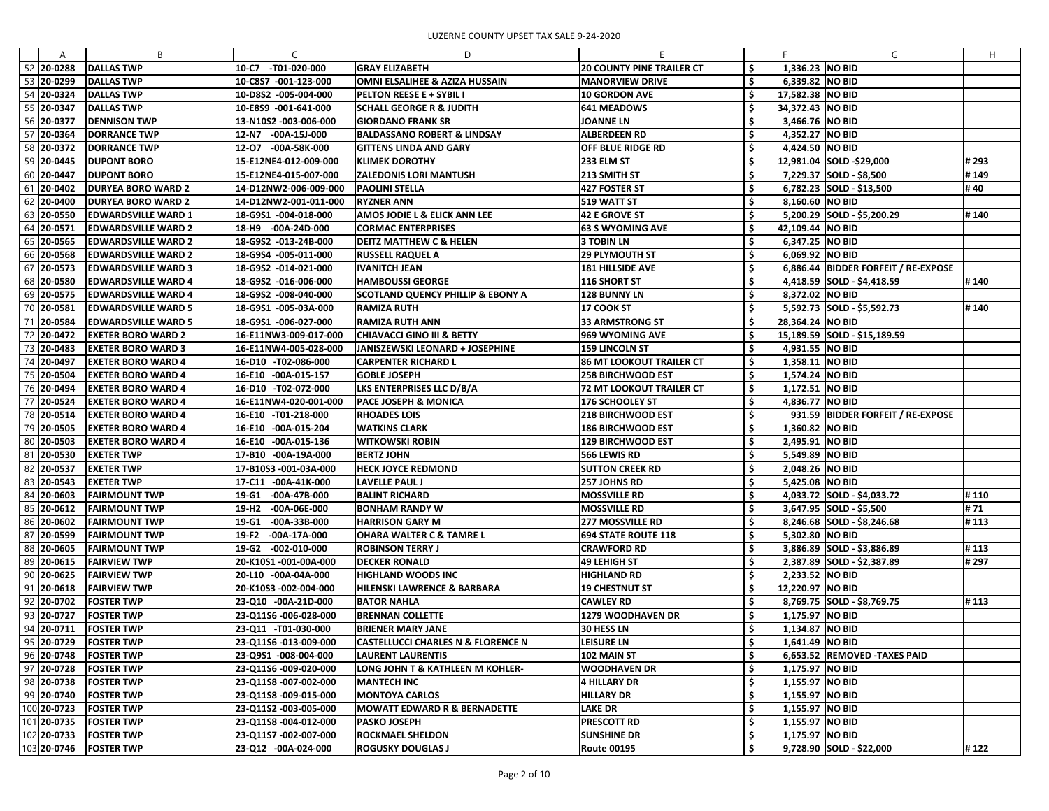LUZERNE COUNTY UPSET TAX SALE 9-24-2020

| | A | B | C | D | E | F | G | H |
|---|---|---|---|---|---|---|---|---|
| 52 | 20-0288 | DALLAS TWP | 10-C7 -T01-020-000 | GRAY ELIZABETH | 20 COUNTY PINE TRAILER CT | $ 1,336.23 | NO BID | |
| 53 | 20-0299 | DALLAS TWP | 10-C8S7 -001-123-000 | OMNI ELSALIHEE & AZIZA HUSSAIN | MANORVIEW DRIVE | $ 6,339.82 | NO BID | |
| 54 | 20-0324 | DALLAS TWP | 10-D8S2 -005-004-000 | PELTON REESE E + SYBIL I | 10 GORDON AVE | $ 17,582.38 | NO BID | |
| 55 | 20-0347 | DALLAS TWP | 10-E8S9 -001-641-000 | SCHALL GEORGE R & JUDITH | 641 MEADOWS | $ 34,372.43 | NO BID | |
| 56 | 20-0377 | DENNISON TWP | 13-N10S2 -003-006-000 | GIORDANO FRANK SR | JOANNE LN | $ 3,466.76 | NO BID | |
| 57 | 20-0364 | DORRANCE TWP | 12-N7 -00A-15J-000 | BALDASSANO ROBERT & LINDSAY | ALBERDEEN RD | $ 4,352.27 | NO BID | |
| 58 | 20-0372 | DORRANCE TWP | 12-O7 -00A-58K-000 | GITTENS LINDA AND GARY | OFF BLUE RIDGE RD | $ 4,424.50 | NO BID | |
| 59 | 20-0445 | DUPONT BORO | 15-E12NE4-012-009-000 | KLIMEK DOROTHY | 233 ELM ST | $ 12,981.04 | SOLD -$29,000 | # 293 |
| 60 | 20-0447 | DUPONT BORO | 15-E12NE4-015-007-000 | ZALEDONIS LORI MANTUSH | 213 SMITH ST | $ 7,229.37 | SOLD - $8,500 | # 149 |
| 61 | 20-0402 | DURYEA BORO WARD 2 | 14-D12NW2-006-009-000 | PAOLINI STELLA | 427 FOSTER ST | $ 6,782.23 | SOLD - $13,500 | # 40 |
| 62 | 20-0400 | DURYEA BORO WARD 2 | 14-D12NW2-001-011-000 | RYZNER ANN | 519 WATT ST | $ 8,160.60 | NO BID | |
| 63 | 20-0550 | EDWARDSVILLE WARD 1 | 18-G9S1 -004-018-000 | AMOS JODIE L & ELICK ANN LEE | 42 E GROVE ST | $ 5,200.29 | SOLD - $5,200.29 | # 140 |
| 64 | 20-0571 | EDWARDSVILLE WARD 2 | 18-H9 -00A-24D-000 | CORMAC ENTERPRISES | 63 S WYOMING AVE | $ 42,109.44 | NO BID | |
| 65 | 20-0565 | EDWARDSVILLE WARD 2 | 18-G9S2 -013-24B-000 | DEITZ MATTHEW C & HELEN | 3 TOBIN LN | $ 6,347.25 | NO BID | |
| 66 | 20-0568 | EDWARDSVILLE WARD 2 | 18-G9S4 -005-011-000 | RUSSELL RAQUEL A | 29 PLYMOUTH ST | $ 6,069.92 | NO BID | |
| 67 | 20-0573 | EDWARDSVILLE WARD 3 | 18-G9S2 -014-021-000 | IVANITCH JEAN | 181 HILLSIDE AVE | $ 6,886.44 | BIDDER FORFEIT / RE-EXPOSE | |
| 68 | 20-0580 | EDWARDSVILLE WARD 4 | 18-G9S2 -016-006-000 | HAMBOUSSI GEORGE | 116 SHORT ST | $ 4,418.59 | SOLD - $4,418.59 | # 140 |
| 69 | 20-0575 | EDWARDSVILLE WARD 4 | 18-G9S2 -008-040-000 | SCOTLAND QUENCY PHILLIP & EBONY A | 128 BUNNY LN | $ 8,372.02 | NO BID | |
| 70 | 20-0581 | EDWARDSVILLE WARD 5 | 18-G9S1 -005-03A-000 | RAMIZA RUTH | 17 COOK ST | $ 5,592.73 | SOLD - $5,592.73 | # 140 |
| 71 | 20-0584 | EDWARDSVILLE WARD 5 | 18-G9S1 -006-027-000 | RAMIZA RUTH ANN | 33 ARMSTRONG ST | $ 28,364.24 | NO BID | |
| 72 | 20-0472 | EXETER BORO WARD 2 | 16-E11NW3-009-017-000 | CHIAVACCI GINO III & BETTY | 969 WYOMING AVE | $ 15,189.59 | SOLD - $15,189.59 | |
| 73 | 20-0483 | EXETER BORO WARD 3 | 16-E11NW4-005-028-000 | JANISZEWSKI LEONARD + JOSEPHINE | 159 LINCOLN ST | $ 4,931.55 | NO BID | |
| 74 | 20-0497 | EXETER BORO WARD 4 | 16-D10 -T02-086-000 | CARPENTER RICHARD L | 86 MT LOOKOUT TRAILER CT | $ 1,358.11 | NO BID | |
| 75 | 20-0504 | EXETER BORO WARD 4 | 16-E10 -00A-015-157 | GOBLE JOSEPH | 258 BIRCHWOOD EST | $ 1,574.24 | NO BID | |
| 76 | 20-0494 | EXETER BORO WARD 4 | 16-D10 -T02-072-000 | LKS ENTERPRISES LLC D/B/A | 72 MT LOOKOUT TRAILER CT | $ 1,172.51 | NO BID | |
| 77 | 20-0524 | EXETER BORO WARD 4 | 16-E11NW4-020-001-000 | PACE JOSEPH & MONICA | 176 SCHOOLEY ST | $ 4,836.77 | NO BID | |
| 78 | 20-0514 | EXETER BORO WARD 4 | 16-E10 -T01-218-000 | RHOADES LOIS | 218 BIRCHWOOD EST | $ 931.59 | BIDDER FORFEIT / RE-EXPOSE | |
| 79 | 20-0505 | EXETER BORO WARD 4 | 16-E10 -00A-015-204 | WATKINS CLARK | 186 BIRCHWOOD EST | $ 1,360.82 | NO BID | |
| 80 | 20-0503 | EXETER BORO WARD 4 | 16-E10 -00A-015-136 | WITKOWSKI ROBIN | 129 BIRCHWOOD EST | $ 2,495.91 | NO BID | |
| 81 | 20-0530 | EXETER TWP | 17-B10 -00A-19A-000 | BERTZ JOHN | 566 LEWIS RD | $ 5,549.89 | NO BID | |
| 82 | 20-0537 | EXETER TWP | 17-B10S3 -001-03A-000 | HECK JOYCE REDMOND | SUTTON CREEK RD | $ 2,048.26 | NO BID | |
| 83 | 20-0543 | EXETER TWP | 17-C11 -00A-41K-000 | LAVELLE PAUL J | 257 JOHNS RD | $ 5,425.08 | NO BID | |
| 84 | 20-0603 | FAIRMOUNT TWP | 19-G1 -00A-47B-000 | BALINT RICHARD | MOSSVILLE RD | $ 4,033.72 | SOLD - $4,033.72 | # 110 |
| 85 | 20-0612 | FAIRMOUNT TWP | 19-H2 -00A-06E-000 | BONHAM RANDY W | MOSSVILLE RD | $ 3,647.95 | SOLD - $5,500 | # 71 |
| 86 | 20-0602 | FAIRMOUNT TWP | 19-G1 -00A-33B-000 | HARRISON GARY M | 277 MOSSVILLE RD | $ 8,246.68 | SOLD - $8,246.68 | # 113 |
| 87 | 20-0599 | FAIRMOUNT TWP | 19-F2 -00A-17A-000 | OHARA WALTER C & TAMRE L | 694 STATE ROUTE 118 | $ 5,302.80 | NO BID | |
| 88 | 20-0605 | FAIRMOUNT TWP | 19-G2 -002-010-000 | ROBINSON TERRY J | CRAWFORD RD | $ 3,886.89 | SOLD - $3,886.89 | # 113 |
| 89 | 20-0615 | FAIRVIEW TWP | 20-K10S1 -001-00A-000 | DECKER RONALD | 49 LEHIGH ST | $ 2,387.89 | SOLD - $2,387.89 | # 297 |
| 90 | 20-0625 | FAIRVIEW TWP | 20-L10 -00A-04A-000 | HIGHLAND WOODS INC | HIGHLAND RD | $ 2,233.52 | NO BID | |
| 91 | 20-0618 | FAIRVIEW TWP | 20-K10S3 -002-004-000 | HILENSKI LAWRENCE & BARBARA | 19 CHESTNUT ST | $ 12,220.97 | NO BID | |
| 92 | 20-0702 | FOSTER TWP | 23-Q10 -00A-21D-000 | BATOR NAHLA | CAWLEY RD | $ 8,769.75 | SOLD - $8,769.75 | # 113 |
| 93 | 20-0727 | FOSTER TWP | 23-Q11S6 -006-028-000 | BRENNAN COLLETTE | 1279 WOODHAVEN DR | $ 1,175.97 | NO BID | |
| 94 | 20-0711 | FOSTER TWP | 23-Q11 -T01-030-000 | BRIENER MARY JANE | 30 HESS LN | $ 1,134.87 | NO BID | |
| 95 | 20-0729 | FOSTER TWP | 23-Q11S6 -013-009-000 | CASTELLUCCI CHARLES N & FLORENCE N | LEISURE LN | $ 1,641.49 | NO BID | |
| 96 | 20-0748 | FOSTER TWP | 23-Q9S1 -008-004-000 | LAURENT LAURENTIS | 102 MAIN ST | $ 6,653.52 | REMOVED -TAXES PAID | |
| 97 | 20-0728 | FOSTER TWP | 23-Q11S6 -009-020-000 | LONG JOHN T & KATHLEEN M KOHLER- | WOODHAVEN DR | $ 1,175.97 | NO BID | |
| 98 | 20-0738 | FOSTER TWP | 23-Q11S8 -007-002-000 | MANTECH INC | 4 HILLARY DR | $ 1,155.97 | NO BID | |
| 99 | 20-0740 | FOSTER TWP | 23-Q11S8 -009-015-000 | MONTOYA CARLOS | HILLARY DR | $ 1,155.97 | NO BID | |
| 100 | 20-0723 | FOSTER TWP | 23-Q11S2 -003-005-000 | MOWATT EDWARD R & BERNADETTE | LAKE DR | $ 1,155.97 | NO BID | |
| 101 | 20-0735 | FOSTER TWP | 23-Q11S8 -004-012-000 | PASKO JOSEPH | PRESCOTT RD | $ 1,155.97 | NO BID | |
| 102 | 20-0733 | FOSTER TWP | 23-Q11S7 -002-007-000 | ROCKMAEL SHELDON | SUNSHINE DR | $ 1,175.97 | NO BID | |
| 103 | 20-0746 | FOSTER TWP | 23-Q12 -00A-024-000 | ROGUSKY DOUGLAS J | Route 00195 | $ 9,728.90 | SOLD - $22,000 | # 122 |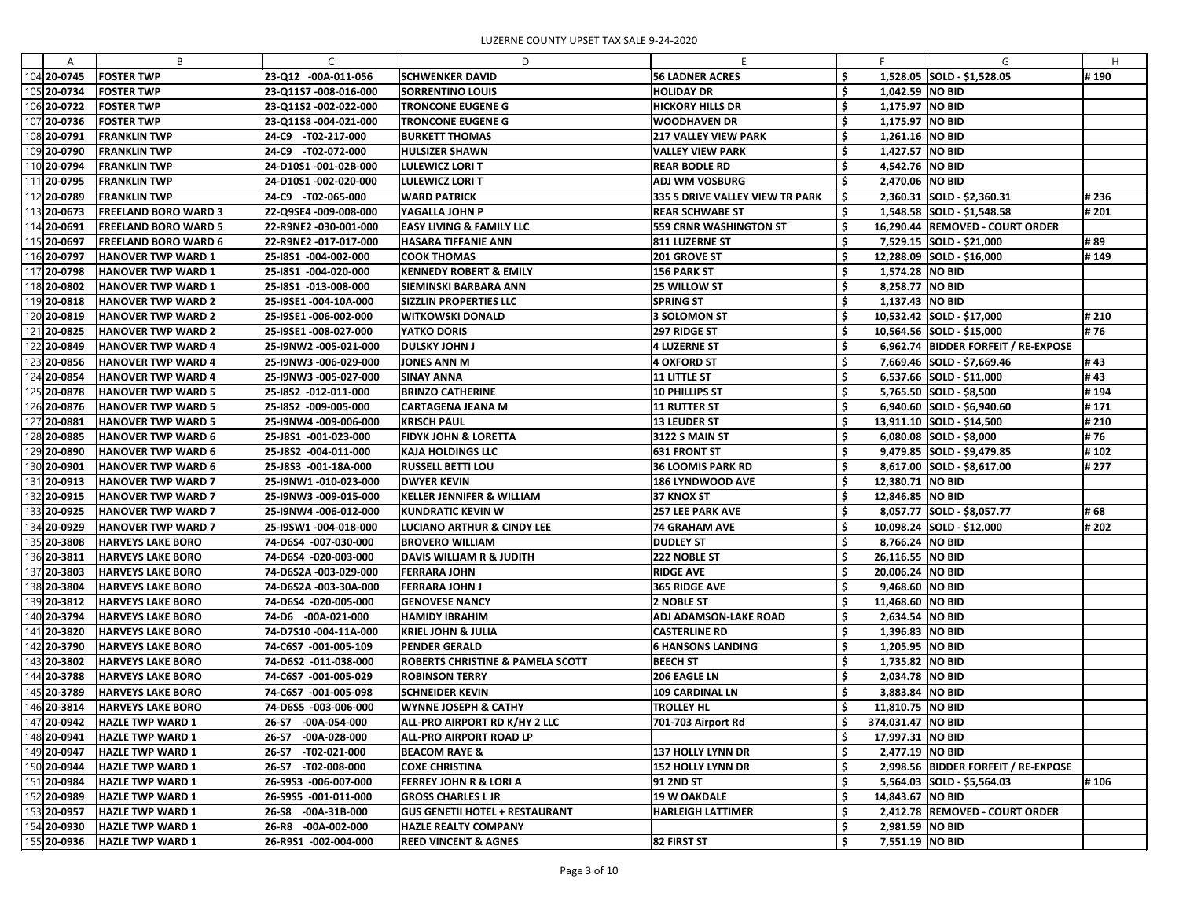LUZERNE COUNTY UPSET TAX SALE 9-24-2020

| | A | B | C | D | E | F | G | H |
|---|---|---|---|---|---|---|---|---|
| 104 | 20-0745 | FOSTER TWP | 23-Q12 -00A-011-056 | SCHWENKER DAVID | 56 LADNER ACRES | $ 1,528.05 | SOLD - $1,528.05 | # 190 |
| 105 | 20-0734 | FOSTER TWP | 23-Q11S7 -008-016-000 | SORRENTINO LOUIS | HOLIDAY DR | $ 1,042.59 | NO BID | |
| 106 | 20-0722 | FOSTER TWP | 23-Q11S2 -002-022-000 | TRONCONE EUGENE G | HICKORY HILLS DR | $ 1,175.97 | NO BID | |
| 107 | 20-0736 | FOSTER TWP | 23-Q11S8 -004-021-000 | TRONCONE EUGENE G | WOODHAVEN DR | $ 1,175.97 | NO BID | |
| 108 | 20-0791 | FRANKLIN TWP | 24-C9 -T02-217-000 | BURKETT THOMAS | 217 VALLEY VIEW PARK | $ 1,261.16 | NO BID | |
| 109 | 20-0790 | FRANKLIN TWP | 24-C9 -T02-072-000 | HULSIZER SHAWN | VALLEY VIEW PARK | $ 1,427.57 | NO BID | |
| 110 | 20-0794 | FRANKLIN TWP | 24-D10S1 -001-02B-000 | LULEWICZ LORI T | REAR BODLE RD | $ 4,542.76 | NO BID | |
| 111 | 20-0795 | FRANKLIN TWP | 24-D10S1 -002-020-000 | LULEWICZ LORI T | ADJ WM VOSBURG | $ 2,470.06 | NO BID | |
| 112 | 20-0789 | FRANKLIN TWP | 24-C9 -T02-065-000 | WARD PATRICK | 335 S DRIVE VALLEY VIEW TR PARK | $ 2,360.31 | SOLD - $2,360.31 | # 236 |
| 113 | 20-0673 | FREELAND BORO WARD 3 | 22-Q9SE4 -009-008-000 | YAGALLA JOHN P | REAR SCHWABE ST | $ 1,548.58 | SOLD - $1,548.58 | # 201 |
| 114 | 20-0691 | FREELAND BORO WARD 5 | 22-R9NE2 -030-001-000 | EASY LIVING & FAMILY LLC | 559 CRNR WASHINGTON ST | $ 16,290.44 | REMOVED - COURT ORDER | |
| 115 | 20-0697 | FREELAND BORO WARD 6 | 22-R9NE2 -017-017-000 | HASARA TIFFANIE ANN | 811 LUZERNE ST | $ 7,529.15 | SOLD - $21,000 | # 89 |
| 116 | 20-0797 | HANOVER TWP WARD 1 | 25-I8S1 -004-002-000 | COOK THOMAS | 201 GROVE ST | $ 12,288.09 | SOLD - $16,000 | # 149 |
| 117 | 20-0798 | HANOVER TWP WARD 1 | 25-I8S1 -004-020-000 | KENNEDY ROBERT & EMILY | 156 PARK ST | $ 1,574.28 | NO BID | |
| 118 | 20-0802 | HANOVER TWP WARD 1 | 25-I8S1 -013-008-000 | SIEMINSKI BARBARA ANN | 25 WILLOW ST | $ 8,258.77 | NO BID | |
| 119 | 20-0818 | HANOVER TWP WARD 2 | 25-I9SE1 -004-10A-000 | SIZZLIN PROPERTIES LLC | SPRING ST | $ 1,137.43 | NO BID | |
| 120 | 20-0819 | HANOVER TWP WARD 2 | 25-I9SE1 -006-002-000 | WITKOWSKI DONALD | 3 SOLOMON ST | $ 10,532.42 | SOLD - $17,000 | # 210 |
| 121 | 20-0825 | HANOVER TWP WARD 2 | 25-I9SE1 -008-027-000 | YATKO DORIS | 297 RIDGE ST | $ 10,564.56 | SOLD - $15,000 | # 76 |
| 122 | 20-0849 | HANOVER TWP WARD 4 | 25-I9NW2 -005-021-000 | DULSKY JOHN J | 4 LUZERNE ST | $ 6,962.74 | BIDDER FORFEIT / RE-EXPOSE | |
| 123 | 20-0856 | HANOVER TWP WARD 4 | 25-I9NW3 -006-029-000 | JONES ANN M | 4 OXFORD ST | $ 7,669.46 | SOLD - $7,669.46 | # 43 |
| 124 | 20-0854 | HANOVER TWP WARD 4 | 25-I9NW3 -005-027-000 | SINAY ANNA | 11 LITTLE ST | $ 6,537.66 | SOLD - $11,000 | # 43 |
| 125 | 20-0878 | HANOVER TWP WARD 5 | 25-I8S2 -012-011-000 | BRINZO CATHERINE | 10 PHILLIPS ST | $ 5,765.50 | SOLD - $8,500 | # 194 |
| 126 | 20-0876 | HANOVER TWP WARD 5 | 25-I8S2 -009-005-000 | CARTAGENA JEANA M | 11 RUTTER ST | $ 6,940.60 | SOLD - $6,940.60 | # 171 |
| 127 | 20-0881 | HANOVER TWP WARD 5 | 25-I9NW4 -009-006-000 | KRISCH PAUL | 13 LEUDER ST | $ 13,911.10 | SOLD - $14,500 | # 210 |
| 128 | 20-0885 | HANOVER TWP WARD 6 | 25-J8S1 -001-023-000 | FIDYK JOHN & LORETTA | 3122 S MAIN ST | $ 6,080.08 | SOLD - $8,000 | # 76 |
| 129 | 20-0890 | HANOVER TWP WARD 6 | 25-J8S2 -004-011-000 | KAJA HOLDINGS LLC | 631 FRONT ST | $ 9,479.85 | SOLD - $9,479.85 | # 102 |
| 130 | 20-0901 | HANOVER TWP WARD 6 | 25-J8S3 -001-18A-000 | RUSSELL BETTI LOU | 36 LOOMIS PARK RD | $ 8,617.00 | SOLD - $8,617.00 | # 277 |
| 131 | 20-0913 | HANOVER TWP WARD 7 | 25-I9NW1 -010-023-000 | DWYER KEVIN | 186 LYNDWOOD AVE | $ 12,380.71 | NO BID | |
| 132 | 20-0915 | HANOVER TWP WARD 7 | 25-I9NW3 -009-015-000 | KELLER JENNIFER & WILLIAM | 37 KNOX ST | $ 12,846.85 | NO BID | |
| 133 | 20-0925 | HANOVER TWP WARD 7 | 25-I9NW4 -006-012-000 | KUNDRATIC KEVIN W | 257 LEE PARK AVE | $ 8,057.77 | SOLD - $8,057.77 | # 68 |
| 134 | 20-0929 | HANOVER TWP WARD 7 | 25-I9SW1 -004-018-000 | LUCIANO ARTHUR & CINDY LEE | 74 GRAHAM AVE | $ 10,098.24 | SOLD - $12,000 | # 202 |
| 135 | 20-3808 | HARVEYS LAKE BORO | 74-D6S4 -007-030-000 | BROVERO WILLIAM | DUDLEY ST | $ 8,766.24 | NO BID | |
| 136 | 20-3811 | HARVEYS LAKE BORO | 74-D6S4 -020-003-000 | DAVIS WILLIAM R & JUDITH | 222 NOBLE ST | $ 26,116.55 | NO BID | |
| 137 | 20-3803 | HARVEYS LAKE BORO | 74-D6S2A -003-029-000 | FERRARA JOHN | RIDGE AVE | $ 20,006.24 | NO BID | |
| 138 | 20-3804 | HARVEYS LAKE BORO | 74-D6S2A -003-30A-000 | FERRARA JOHN J | 365 RIDGE AVE | $ 9,468.60 | NO BID | |
| 139 | 20-3812 | HARVEYS LAKE BORO | 74-D6S4 -020-005-000 | GENOVESE NANCY | 2 NOBLE ST | $ 11,468.60 | NO BID | |
| 140 | 20-3794 | HARVEYS LAKE BORO | 74-D6 -00A-021-000 | HAMIDY IBRAHIM | ADJ ADAMSON-LAKE ROAD | $ 2,634.54 | NO BID | |
| 141 | 20-3820 | HARVEYS LAKE BORO | 74-D7S10 -004-11A-000 | KRIEL JOHN & JULIA | CASTERLINE RD | $ 1,396.83 | NO BID | |
| 142 | 20-3790 | HARVEYS LAKE BORO | 74-C6S7 -001-005-109 | PENDER GERALD | 6 HANSONS LANDING | $ 1,205.95 | NO BID | |
| 143 | 20-3802 | HARVEYS LAKE BORO | 74-D6S2 -011-038-000 | ROBERTS CHRISTINE & PAMELA SCOTT | BEECH ST | $ 1,735.82 | NO BID | |
| 144 | 20-3788 | HARVEYS LAKE BORO | 74-C6S7 -001-005-029 | ROBINSON TERRY | 206 EAGLE LN | $ 2,034.78 | NO BID | |
| 145 | 20-3789 | HARVEYS LAKE BORO | 74-C6S7 -001-005-098 | SCHNEIDER KEVIN | 109 CARDINAL LN | $ 3,883.84 | NO BID | |
| 146 | 20-3814 | HARVEYS LAKE BORO | 74-D6S5 -003-006-000 | WYNNE JOSEPH & CATHY | TROLLEY HL | $ 11,810.75 | NO BID | |
| 147 | 20-0942 | HAZLE TWP WARD 1 | 26-S7 -00A-054-000 | ALL-PRO AIRPORT RD K/HY 2 LLC | 701-703 Airport Rd | $ 374,031.47 | NO BID | |
| 148 | 20-0941 | HAZLE TWP WARD 1 | 26-S7 -00A-028-000 | ALL-PRO AIRPORT ROAD LP | | $ 17,997.31 | NO BID | |
| 149 | 20-0947 | HAZLE TWP WARD 1 | 26-S7 -T02-021-000 | BEACOM RAYE & | 137 HOLLY LYNN DR | $ 2,477.19 | NO BID | |
| 150 | 20-0944 | HAZLE TWP WARD 1 | 26-S7 -T02-008-000 | COXE CHRISTINA | 152 HOLLY LYNN DR | $ 2,998.56 | BIDDER FORFEIT / RE-EXPOSE | |
| 151 | 20-0984 | HAZLE TWP WARD 1 | 26-S9S3 -006-007-000 | FERREY JOHN R & LORI A | 91 2ND ST | $ 5,564.03 | SOLD - $5,564.03 | # 106 |
| 152 | 20-0989 | HAZLE TWP WARD 1 | 26-S9S5 -001-011-000 | GROSS CHARLES L JR | 19 W OAKDALE | $ 14,843.67 | NO BID | |
| 153 | 20-0957 | HAZLE TWP WARD 1 | 26-S8 -00A-31B-000 | GUS GENETII HOTEL + RESTAURANT | HARLEIGH LATTIMER | $ 2,412.78 | REMOVED - COURT ORDER | |
| 154 | 20-0930 | HAZLE TWP WARD 1 | 26-R8 -00A-002-000 | HAZLE REALTY COMPANY | | $ 2,981.59 | NO BID | |
| 155 | 20-0936 | HAZLE TWP WARD 1 | 26-R9S1 -002-004-000 | REED VINCENT & AGNES | 82 FIRST ST | $ 7,551.19 | NO BID | |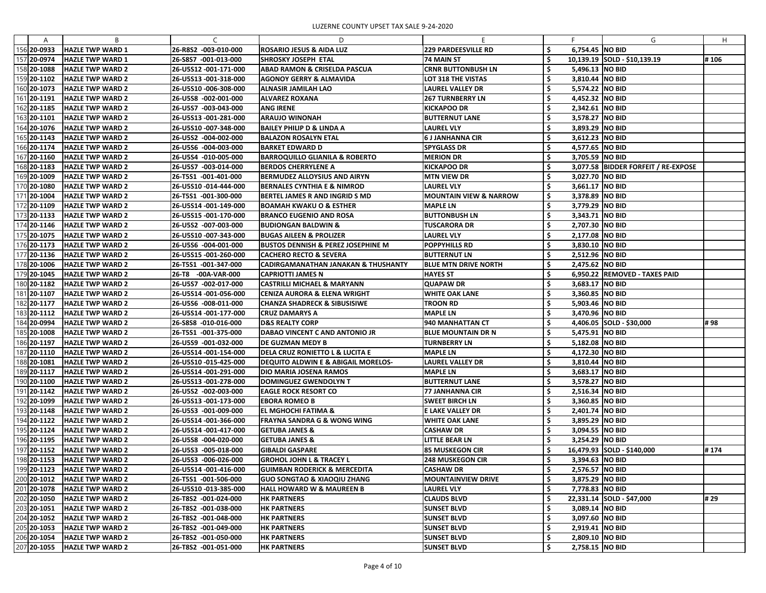# LUZERNE COUNTY UPSET TAX SALE 9-24-2020

| | A | B | C | D | E | F | G | H |
|---|---|---|---|---|---|---|---|---|
| 156 | 20-0933 | HAZLE TWP WARD 1 | 26-R8S2 -003-010-000 | ROSARIO JESUS & AIDA LUZ | 229 PARDEESVILLE RD | $ 6,754.45 | NO BID | |
| 157 | 20-0974 | HAZLE TWP WARD 1 | 26-S8S7 -001-013-000 | SHROSKY JOSEPH ETAL | 74 MAIN ST | $ 10,139.19 | SOLD - $10,139.19 | # 106 |
| 158 | 20-1088 | HAZLE TWP WARD 2 | 26-U5S12 -001-171-000 | ABAD RAMON & CRISELDA PASCUA | CRNR BUTTONBUSH LN | $ 5,496.13 | NO BID | |
| 159 | 20-1102 | HAZLE TWP WARD 2 | 26-U5S13 -001-318-000 | AGONOY GERRY & ALMAVIDA | LOT 318 THE VISTAS | $ 3,810.44 | NO BID | |
| 160 | 20-1073 | HAZLE TWP WARD 2 | 26-U5S10 -006-308-000 | ALNASIR JAMILAH LAO | LAUREL VALLEY DR | $ 5,574.22 | NO BID | |
| 161 | 20-1191 | HAZLE TWP WARD 2 | 26-U5S8 -002-001-000 | ALVAREZ ROXANA | 267 TURNBERRY LN | $ 4,452.32 | NO BID | |
| 162 | 20-1185 | HAZLE TWP WARD 2 | 26-U5S7 -003-043-000 | ANG IRENE | KICKAPOO DR | $ 2,342.61 | NO BID | |
| 163 | 20-1101 | HAZLE TWP WARD 2 | 26-U5S13 -001-281-000 | ARAUJO WINONAH | BUTTERNUT LANE | $ 3,578.27 | NO BID | |
| 164 | 20-1076 | HAZLE TWP WARD 2 | 26-U5S10 -007-348-000 | BAILEY PHILIP D & LINDA A | LAUREL VLY | $ 3,893.29 | NO BID | |
| 165 | 20-1143 | HAZLE TWP WARD 2 | 26-U5S2 -004-002-000 | BALAZON ROSALYN ETAL | 6 J JANHANNA CIR | $ 3,612.23 | NO BID | |
| 166 | 20-1174 | HAZLE TWP WARD 2 | 26-U5S6 -004-003-000 | BARKET EDWARD D | SPYGLASS DR | $ 4,577.65 | NO BID | |
| 167 | 20-1160 | HAZLE TWP WARD 2 | 26-U5S4 -010-005-000 | BARROQUILLO GLIANILA & ROBERTO | MERION DR | $ 3,705.59 | NO BID | |
| 168 | 20-1183 | HAZLE TWP WARD 2 | 26-U5S7 -003-014-000 | BERDOS CHERRYLENE A | KICKAPOO DR | $ 3,077.58 | BIDDER FORFEIT / RE-EXPOSE | |
| 169 | 20-1009 | HAZLE TWP WARD 2 | 26-T5S1 -001-401-000 | BERMUDEZ ALLOYSIUS AND AIRYN | MTN VIEW DR | $ 3,027.70 | NO BID | |
| 170 | 20-1080 | HAZLE TWP WARD 2 | 26-U5S10 -014-444-000 | BERNALES CYNTHIA E & NIMROD | LAUREL VLY | $ 3,661.17 | NO BID | |
| 171 | 20-1004 | HAZLE TWP WARD 2 | 26-T5S1 -001-300-000 | BERTEL JAMES R AND INGRID S MD | MOUNTAIN VIEW & NARROW | $ 3,378.89 | NO BID | |
| 172 | 20-1109 | HAZLE TWP WARD 2 | 26-U5S14 -001-149-000 | BOAMAH KWAKU O & ESTHER | MAPLE LN | $ 3,779.29 | NO BID | |
| 173 | 20-1133 | HAZLE TWP WARD 2 | 26-U5S15 -001-170-000 | BRANCO EUGENIO AND ROSA | BUTTONBUSH LN | $ 3,343.71 | NO BID | |
| 174 | 20-1146 | HAZLE TWP WARD 2 | 26-U5S2 -007-003-000 | BUDIONGAN BALDWIN & | TUSCARORA DR | $ 2,707.30 | NO BID | |
| 175 | 20-1075 | HAZLE TWP WARD 2 | 26-U5S10 -007-343-000 | BUGAS AILEEN & PROLIZER | LAUREL VLY | $ 2,177.08 | NO BID | |
| 176 | 20-1173 | HAZLE TWP WARD 2 | 26-U5S6 -004-001-000 | BUSTOS DENNISH & PEREZ JOSEPHINE M | POPPYHILLS RD | $ 3,830.10 | NO BID | |
| 177 | 20-1136 | HAZLE TWP WARD 2 | 26-U5S15 -001-260-000 | CACHERO RECTO & SEVERA | BUTTERNUT LN | $ 2,512.96 | NO BID | |
| 178 | 20-1006 | HAZLE TWP WARD 2 | 26-T5S1 -001-347-000 | CADIRGAMANATHAN JANAKAN & THUSHANTY | BLUE MTN DRIVE NORTH | $ 2,475.62 | NO BID | |
| 179 | 20-1045 | HAZLE TWP WARD 2 | 26-T8 -00A-VAR-000 | CAPRIOTTI JAMES N | HAYES ST | $ 6,950.22 | REMOVED - TAXES PAID | |
| 180 | 20-1182 | HAZLE TWP WARD 2 | 26-U5S7 -002-017-000 | CASTRILLI MICHAEL & MARYANN | QUAPAW DR | $ 3,683.17 | NO BID | |
| 181 | 20-1107 | HAZLE TWP WARD 2 | 26-U5S14 -001-056-000 | CENIZA AURORA & ELENA WRIGHT | WHITE OAK LANE | $ 3,360.85 | NO BID | |
| 182 | 20-1177 | HAZLE TWP WARD 2 | 26-U5S6 -008-011-000 | CHANZA SHADRECK & SIBUSISIWE | TROON RD | $ 5,903.46 | NO BID | |
| 183 | 20-1112 | HAZLE TWP WARD 2 | 26-U5S14 -001-177-000 | CRUZ DAMARYS A | MAPLE LN | $ 3,470.96 | NO BID | |
| 184 | 20-0994 | HAZLE TWP WARD 2 | 26-S8S8 -010-016-000 | D&S REALTY CORP | 940 MANHATTAN CT | $ 4,406.05 | SOLD - $30,000 | # 98 |
| 185 | 20-1008 | HAZLE TWP WARD 2 | 26-T5S1 -001-375-000 | DABAO VINCENT C AND ANTONIO JR | BLUE MOUNTAIN DR N | $ 5,475.91 | NO BID | |
| 186 | 20-1197 | HAZLE TWP WARD 2 | 26-U5S9 -001-032-000 | DE GUZMAN MEDY B | TURNBERRY LN | $ 5,182.08 | NO BID | |
| 187 | 20-1110 | HAZLE TWP WARD 2 | 26-U5S14 -001-154-000 | DELA CRUZ RONIETTO L & LUCITA E | MAPLE LN | $ 4,172.30 | NO BID | |
| 188 | 20-1081 | HAZLE TWP WARD 2 | 26-U5S10 -015-425-000 | DEQUITO ALDWIN E & ABIGAIL MORELOS- | LAUREL VALLEY DR | $ 3,810.44 | NO BID | |
| 189 | 20-1117 | HAZLE TWP WARD 2 | 26-U5S14 -001-291-000 | DIO MARIA JOSENA RAMOS | MAPLE LN | $ 3,683.17 | NO BID | |
| 190 | 20-1100 | HAZLE TWP WARD 2 | 26-U5S13 -001-278-000 | DOMINGUEZ GWENDOLYN T | BUTTERNUT LANE | $ 3,578.27 | NO BID | |
| 191 | 20-1142 | HAZLE TWP WARD 2 | 26-U5S2 -002-003-000 | EAGLE ROCK RESORT CO | 77 JANHANNA CIR | $ 2,516.34 | NO BID | |
| 192 | 20-1099 | HAZLE TWP WARD 2 | 26-U5S13 -001-173-000 | EBORA ROMEO B | SWEET BIRCH LN | $ 3,360.85 | NO BID | |
| 193 | 20-1148 | HAZLE TWP WARD 2 | 26-U5S3 -001-009-000 | EL MGHOCHI FATIMA & | E LAKE VALLEY DR | $ 2,401.74 | NO BID | |
| 194 | 20-1122 | HAZLE TWP WARD 2 | 26-U5S14 -001-366-000 | FRAYNA SANDRA G & WONG WING | WHITE OAK LANE | $ 3,895.29 | NO BID | |
| 195 | 20-1124 | HAZLE TWP WARD 2 | 26-U5S14 -001-417-000 | GETUBA JANES & | CASHAW DR | $ 3,094.55 | NO BID | |
| 196 | 20-1195 | HAZLE TWP WARD 2 | 26-U5S8 -004-020-000 | GETUBA JANES & | LITTLE BEAR LN | $ 3,254.29 | NO BID | |
| 197 | 20-1152 | HAZLE TWP WARD 2 | 26-U5S3 -005-018-000 | GIBALDI GASPARE | 85 MUSKEGON CIR | $ 16,479.93 | SOLD - $140,000 | # 174 |
| 198 | 20-1153 | HAZLE TWP WARD 2 | 26-U5S3 -006-026-000 | GROHOL JOHN L & TRACEY L | 248 MUSKEGON CIR | $ 3,394.63 | NO BID | |
| 199 | 20-1123 | HAZLE TWP WARD 2 | 26-U5S14 -001-416-000 | GUIMBAN RODERICK & MERCEDITA | CASHAW DR | $ 2,576.57 | NO BID | |
| 200 | 20-1012 | HAZLE TWP WARD 2 | 26-T5S1 -001-506-000 | GUO SONGTAO & XIAOQIU ZHANG | MOUNTAINVIEW DRIVE | $ 3,875.29 | NO BID | |
| 201 | 20-1078 | HAZLE TWP WARD 2 | 26-U5S10 -013-385-000 | HALL HOWARD W & MAUREEN B | LAUREL VLY | $ 7,778.83 | NO BID | |
| 202 | 20-1050 | HAZLE TWP WARD 2 | 26-T8S2 -001-024-000 | HK PARTNERS | CLAUDS BLVD | $ 22,331.14 | SOLD - $47,000 | # 29 |
| 203 | 20-1051 | HAZLE TWP WARD 2 | 26-T8S2 -001-038-000 | HK PARTNERS | SUNSET BLVD | $ 3,089.14 | NO BID | |
| 204 | 20-1052 | HAZLE TWP WARD 2 | 26-T8S2 -001-048-000 | HK PARTNERS | SUNSET BLVD | $ 3,097.60 | NO BID | |
| 205 | 20-1053 | HAZLE TWP WARD 2 | 26-T8S2 -001-049-000 | HK PARTNERS | SUNSET BLVD | $ 2,919.41 | NO BID | |
| 206 | 20-1054 | HAZLE TWP WARD 2 | 26-T8S2 -001-050-000 | HK PARTNERS | SUNSET BLVD | $ 2,809.10 | NO BID | |
| 207 | 20-1055 | HAZLE TWP WARD 2 | 26-T8S2 -001-051-000 | HK PARTNERS | SUNSET BLVD | $ 2,758.15 | NO BID | |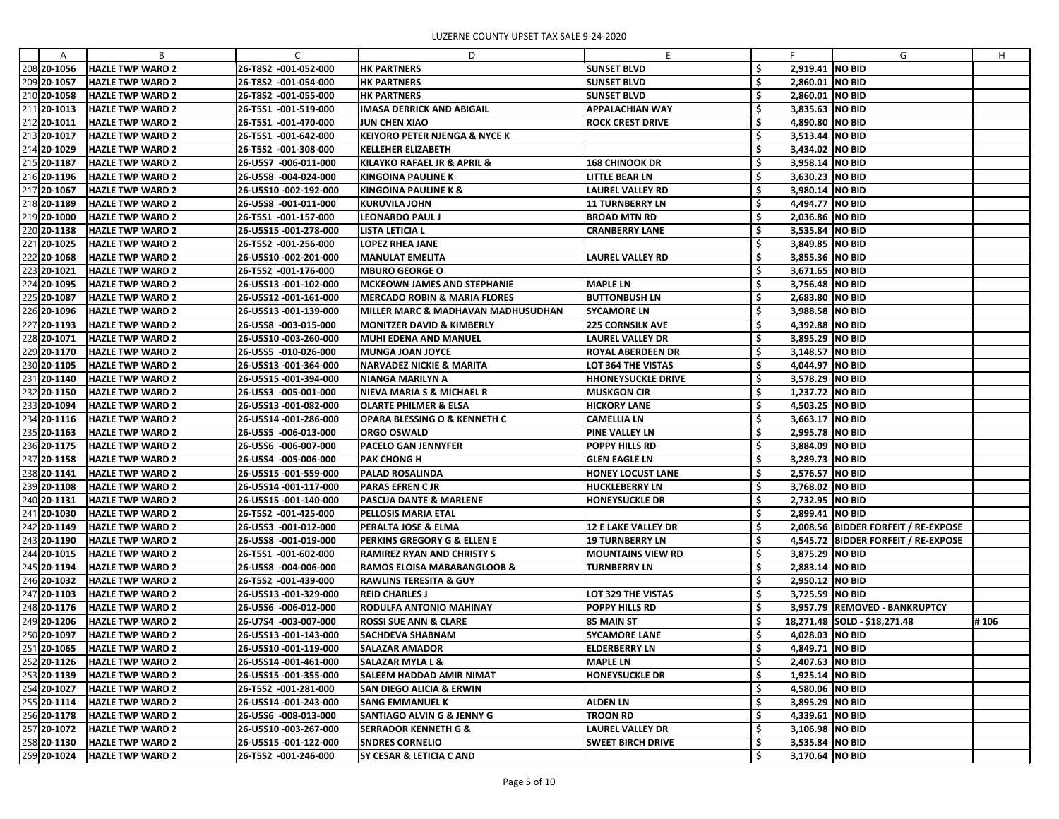LUZERNE COUNTY UPSET TAX SALE 9-24-2020

| | A | B | C | D | E | | F | G | H |
|---|---|---|---|---|---|---|---|---|---|
| 208 | 20-1056 | HAZLE TWP WARD 2 | 26-T8S2 -001-052-000 | HK PARTNERS | SUNSET BLVD | $ | 2,919.41 | NO BID | |
| 209 | 20-1057 | HAZLE TWP WARD 2 | 26-T8S2 -001-054-000 | HK PARTNERS | SUNSET BLVD | $ | 2,860.01 | NO BID | |
| 210 | 20-1058 | HAZLE TWP WARD 2 | 26-T8S2 -001-055-000 | HK PARTNERS | SUNSET BLVD | $ | 2,860.01 | NO BID | |
| 211 | 20-1013 | HAZLE TWP WARD 2 | 26-T5S1 -001-519-000 | IMASA DERRICK AND ABIGAIL | APPALACHIAN WAY | $ | 3,835.63 | NO BID | |
| 212 | 20-1011 | HAZLE TWP WARD 2 | 26-T5S1 -001-470-000 | JUN CHEN XIAO | ROCK CREST DRIVE | $ | 4,890.80 | NO BID | |
| 213 | 20-1017 | HAZLE TWP WARD 2 | 26-T5S1 -001-642-000 | KEIYORO PETER NJENGA & NYCE K | | $ | 3,513.44 | NO BID | |
| 214 | 20-1029 | HAZLE TWP WARD 2 | 26-T5S2 -001-308-000 | KELLEHER ELIZABETH | | $ | 3,434.02 | NO BID | |
| 215 | 20-1187 | HAZLE TWP WARD 2 | 26-U5S7 -006-011-000 | KILAYKO RAFAEL JR & APRIL & | 168 CHINOOK DR | $ | 3,958.14 | NO BID | |
| 216 | 20-1196 | HAZLE TWP WARD 2 | 26-U5S8 -004-024-000 | KINGOINA PAULINE K | LITTLE BEAR LN | $ | 3,630.23 | NO BID | |
| 217 | 20-1067 | HAZLE TWP WARD 2 | 26-U5S10 -002-192-000 | KINGOINA PAULINE K & | LAUREL VALLEY RD | $ | 3,980.14 | NO BID | |
| 218 | 20-1189 | HAZLE TWP WARD 2 | 26-U5S8 -001-011-000 | KURUVILA JOHN | 11 TURNBERRY LN | $ | 4,494.77 | NO BID | |
| 219 | 20-1000 | HAZLE TWP WARD 2 | 26-T5S1 -001-157-000 | LEONARDO PAUL J | BROAD MTN RD | $ | 2,036.86 | NO BID | |
| 220 | 20-1138 | HAZLE TWP WARD 2 | 26-U5S15 -001-278-000 | LISTA LETICIA L | CRANBERRY LANE | $ | 3,535.84 | NO BID | |
| 221 | 20-1025 | HAZLE TWP WARD 2 | 26-T5S2 -001-256-000 | LOPEZ RHEA JANE | | $ | 3,849.85 | NO BID | |
| 222 | 20-1068 | HAZLE TWP WARD 2 | 26-U5S10 -002-201-000 | MANULAT EMELITA | LAUREL VALLEY RD | $ | 3,855.36 | NO BID | |
| 223 | 20-1021 | HAZLE TWP WARD 2 | 26-T5S2 -001-176-000 | MBURO GEORGE O | | $ | 3,671.65 | NO BID | |
| 224 | 20-1095 | HAZLE TWP WARD 2 | 26-U5S13 -001-102-000 | MCKEOWN JAMES AND STEPHANIE | MAPLE LN | $ | 3,756.48 | NO BID | |
| 225 | 20-1087 | HAZLE TWP WARD 2 | 26-U5S12 -001-161-000 | MERCADO ROBIN & MARIA FLORES | BUTTONBUSH LN | $ | 2,683.80 | NO BID | |
| 226 | 20-1096 | HAZLE TWP WARD 2 | 26-U5S13 -001-139-000 | MILLER MARC & MADHAVAN MADHUSUDHAN | SYCAMORE LN | $ | 3,988.58 | NO BID | |
| 227 | 20-1193 | HAZLE TWP WARD 2 | 26-U5S8 -003-015-000 | MONITZER DAVID & KIMBERLY | 225 CORNSILK AVE | $ | 4,392.88 | NO BID | |
| 228 | 20-1071 | HAZLE TWP WARD 2 | 26-U5S10 -003-260-000 | MUHI EDENA AND MANUEL | LAUREL VALLEY DR | $ | 3,895.29 | NO BID | |
| 229 | 20-1170 | HAZLE TWP WARD 2 | 26-U5S5 -010-026-000 | MUNGA JOAN JOYCE | ROYAL ABERDEEN DR | $ | 3,148.57 | NO BID | |
| 230 | 20-1105 | HAZLE TWP WARD 2 | 26-U5S13 -001-364-000 | NARVADEZ NICKIE & MARITA | LOT 364 THE VISTAS | $ | 4,044.97 | NO BID | |
| 231 | 20-1140 | HAZLE TWP WARD 2 | 26-U5S15 -001-394-000 | NIANGA MARILYN A | HHONEYSUCKLE DRIVE | $ | 3,578.29 | NO BID | |
| 232 | 20-1150 | HAZLE TWP WARD 2 | 26-U5S3 -005-001-000 | NIEVA MARIA S & MICHAEL R | MUSKGON CIR | $ | 1,237.72 | NO BID | |
| 233 | 20-1094 | HAZLE TWP WARD 2 | 26-U5S13 -001-082-000 | OLARTE PHILMER & ELSA | HICKORY LANE | $ | 4,503.25 | NO BID | |
| 234 | 20-1116 | HAZLE TWP WARD 2 | 26-U5S14 -001-286-000 | OPARA BLESSING O & KENNETH C | CAMELLIA LN | $ | 3,663.17 | NO BID | |
| 235 | 20-1163 | HAZLE TWP WARD 2 | 26-U5S5 -006-013-000 | ORGO OSWALD | PINE VALLEY LN | $ | 2,995.78 | NO BID | |
| 236 | 20-1175 | HAZLE TWP WARD 2 | 26-U5S6 -006-007-000 | PACELO GAN JENNYFER | POPPY HILLS RD | $ | 3,884.09 | NO BID | |
| 237 | 20-1158 | HAZLE TWP WARD 2 | 26-U5S4 -005-006-000 | PAK CHONG H | GLEN EAGLE LN | $ | 3,289.73 | NO BID | |
| 238 | 20-1141 | HAZLE TWP WARD 2 | 26-U5S15 -001-559-000 | PALAD ROSALINDA | HONEY LOCUST LANE | $ | 2,576.57 | NO BID | |
| 239 | 20-1108 | HAZLE TWP WARD 2 | 26-U5S14 -001-117-000 | PARAS EFREN C JR | HUCKLEBERRY LN | $ | 3,768.02 | NO BID | |
| 240 | 20-1131 | HAZLE TWP WARD 2 | 26-U5S15 -001-140-000 | PASCUA DANTE & MARLENE | HONEYSUCKLE DR | $ | 2,732.95 | NO BID | |
| 241 | 20-1030 | HAZLE TWP WARD 2 | 26-T5S2 -001-425-000 | PELLOSIS MARIA ETAL | | $ | 2,899.41 | NO BID | |
| 242 | 20-1149 | HAZLE TWP WARD 2 | 26-U5S3 -001-012-000 | PERALTA JOSE & ELMA | 12 E LAKE VALLEY DR | $ | 2,008.56 | BIDDER FORFEIT / RE-EXPOSE | |
| 243 | 20-1190 | HAZLE TWP WARD 2 | 26-U5S8 -001-019-000 | PERKINS GREGORY G & ELLEN E | 19 TURNBERRY LN | $ | 4,545.72 | BIDDER FORFEIT / RE-EXPOSE | |
| 244 | 20-1015 | HAZLE TWP WARD 2 | 26-T5S1 -001-602-000 | RAMIREZ RYAN AND CHRISTY S | MOUNTAINS VIEW RD | $ | 3,875.29 | NO BID | |
| 245 | 20-1194 | HAZLE TWP WARD 2 | 26-U5S8 -004-006-000 | RAMOS ELOISA MABABANGLOOB & | TURNBERRY LN | $ | 2,883.14 | NO BID | |
| 246 | 20-1032 | HAZLE TWP WARD 2 | 26-T5S2 -001-439-000 | RAWLINS TERESITA & GUY | | $ | 2,950.12 | NO BID | |
| 247 | 20-1103 | HAZLE TWP WARD 2 | 26-U5S13 -001-329-000 | REID CHARLES J | LOT 329 THE VISTAS | $ | 3,725.59 | NO BID | |
| 248 | 20-1176 | HAZLE TWP WARD 2 | 26-U5S6 -006-012-000 | RODULFA ANTONIO MAHINAY | POPPY HILLS RD | $ | 3,957.79 | REMOVED - BANKRUPTCY | |
| 249 | 20-1206 | HAZLE TWP WARD 2 | 26-U7S4 -003-007-000 | ROSSI SUE ANN & CLARE | 85 MAIN ST | $ | 18,271.48 | SOLD - $18,271.48 | # 106 |
| 250 | 20-1097 | HAZLE TWP WARD 2 | 26-U5S13 -001-143-000 | SACHDEVA SHABNAM | SYCAMORE LANE | $ | 4,028.03 | NO BID | |
| 251 | 20-1065 | HAZLE TWP WARD 2 | 26-U5S10 -001-119-000 | SALAZAR AMADOR | ELDERBERRY LN | $ | 4,849.71 | NO BID | |
| 252 | 20-1126 | HAZLE TWP WARD 2 | 26-U5S14 -001-461-000 | SALAZAR MYLA L & | MAPLE LN | $ | 2,407.63 | NO BID | |
| 253 | 20-1139 | HAZLE TWP WARD 2 | 26-U5S15 -001-355-000 | SALEEM HADDAD AMIR NIMAT | HONEYSUCKLE DR | $ | 1,925.14 | NO BID | |
| 254 | 20-1027 | HAZLE TWP WARD 2 | 26-T5S2 -001-281-000 | SAN DIEGO ALICIA & ERWIN | | $ | 4,580.06 | NO BID | |
| 255 | 20-1114 | HAZLE TWP WARD 2 | 26-U5S14 -001-243-000 | SANG EMMANUEL K | ALDEN LN | $ | 3,895.29 | NO BID | |
| 256 | 20-1178 | HAZLE TWP WARD 2 | 26-U5S6 -008-013-000 | SANTIAGO ALVIN G & JENNY G | TROON RD | $ | 4,339.61 | NO BID | |
| 257 | 20-1072 | HAZLE TWP WARD 2 | 26-U5S10 -003-267-000 | SERRADOR KENNETH G & | LAUREL VALLEY DR | $ | 3,106.98 | NO BID | |
| 258 | 20-1130 | HAZLE TWP WARD 2 | 26-U5S15 -001-122-000 | SNDRES CORNELIO | SWEET BIRCH DRIVE | $ | 3,535.84 | NO BID | |
| 259 | 20-1024 | HAZLE TWP WARD 2 | 26-T5S2 -001-246-000 | SY CESAR & LETICIA C AND | | $ | 3,170.64 | NO BID | |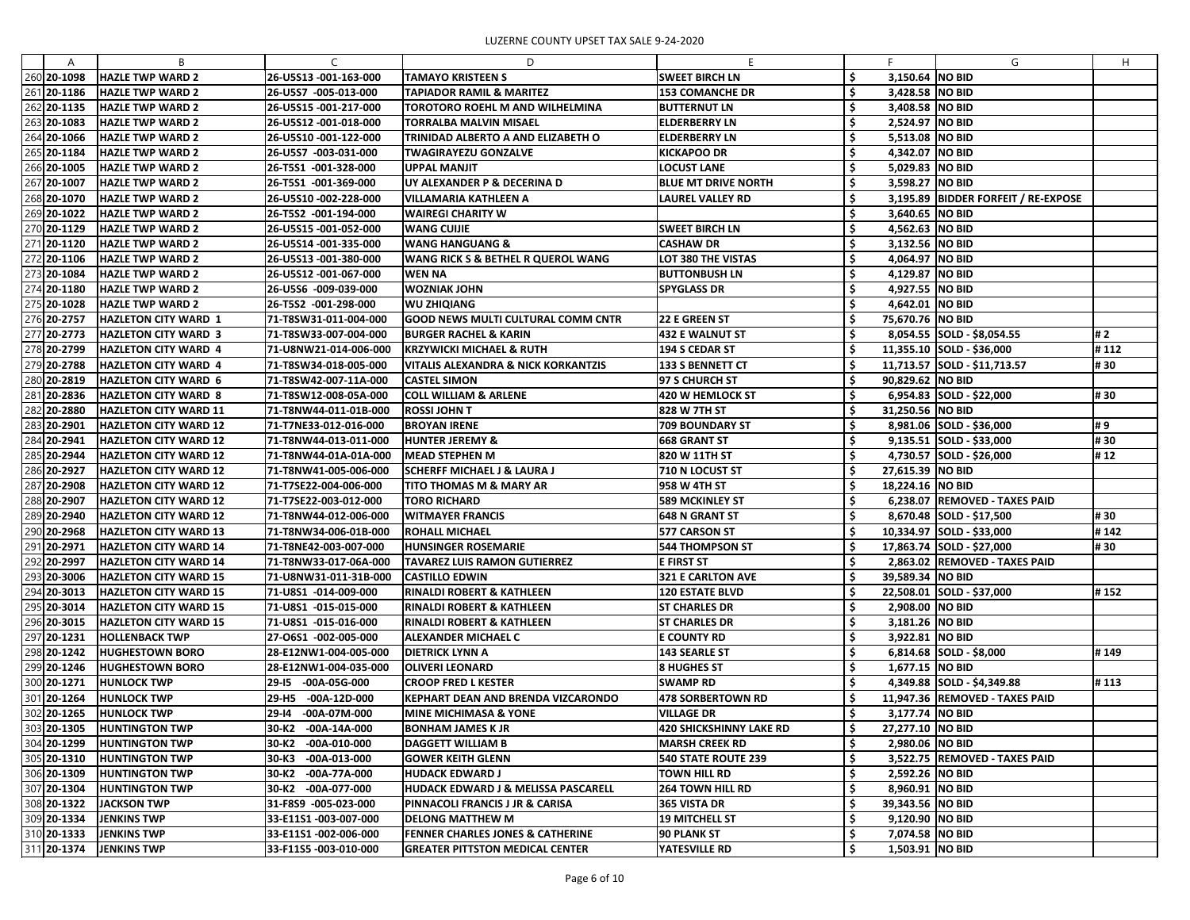LUZERNE COUNTY UPSET TAX SALE 9-24-2020

| | A | B | C | D | E | F | G | H |
|---|---|---|---|---|---|---|---|---|
| 260 | 20-1098 | HAZLE TWP WARD 2 | 26-U5S13 -001-163-000 | TAMAYO KRISTEEN S | SWEET BIRCH LN | $ 3,150.64 | NO BID | |
| 261 | 20-1186 | HAZLE TWP WARD 2 | 26-U5S7 -005-013-000 | TAPIADOR RAMIL & MARITEZ | 153 COMANCHE DR | $ 3,428.58 | NO BID | |
| 262 | 20-1135 | HAZLE TWP WARD 2 | 26-U5S15 -001-217-000 | TOROTORO ROEHL M AND WILHELMINA | BUTTERNUT LN | $ 3,408.58 | NO BID | |
| 263 | 20-1083 | HAZLE TWP WARD 2 | 26-U5S12 -001-018-000 | TORRALBA MALVIN MISAEL | ELDERBERRY LN | $ 2,524.97 | NO BID | |
| 264 | 20-1066 | HAZLE TWP WARD 2 | 26-U5S10 -001-122-000 | TRINIDAD ALBERTO A AND ELIZABETH O | ELDERBERRY LN | $ 5,513.08 | NO BID | |
| 265 | 20-1184 | HAZLE TWP WARD 2 | 26-U5S7 -003-031-000 | TWAGIRAYEZU GONZALVE | KICKAPOO DR | $ 4,342.07 | NO BID | |
| 266 | 20-1005 | HAZLE TWP WARD 2 | 26-T5S1 -001-328-000 | UPPAL MANJIT | LOCUST LANE | $ 5,029.83 | NO BID | |
| 267 | 20-1007 | HAZLE TWP WARD 2 | 26-T5S1 -001-369-000 | UY ALEXANDER P & DECERINA D | BLUE MT DRIVE NORTH | $ 3,598.27 | NO BID | |
| 268 | 20-1070 | HAZLE TWP WARD 2 | 26-U5S10 -002-228-000 | VILLAMARIA KATHLEEN A | LAUREL VALLEY RD | $ 3,195.89 | BIDDER FORFEIT / RE-EXPOSE | |
| 269 | 20-1022 | HAZLE TWP WARD 2 | 26-T5S2 -001-194-000 | WAIREGI CHARITY W | | $ 3,640.65 | NO BID | |
| 270 | 20-1129 | HAZLE TWP WARD 2 | 26-U5S15 -001-052-000 | WANG CUIJIE | SWEET BIRCH LN | $ 4,562.63 | NO BID | |
| 271 | 20-1120 | HAZLE TWP WARD 2 | 26-U5S14 -001-335-000 | WANG HANGUANG & | CASHAW DR | $ 3,132.56 | NO BID | |
| 272 | 20-1106 | HAZLE TWP WARD 2 | 26-U5S13 -001-380-000 | WANG RICK S & BETHEL R QUEROL WANG | LOT 380 THE VISTAS | $ 4,064.97 | NO BID | |
| 273 | 20-1084 | HAZLE TWP WARD 2 | 26-U5S12 -001-067-000 | WEN NA | BUTTONBUSH LN | $ 4,129.87 | NO BID | |
| 274 | 20-1180 | HAZLE TWP WARD 2 | 26-U5S6 -009-039-000 | WOZNIAK JOHN | SPYGLASS DR | $ 4,927.55 | NO BID | |
| 275 | 20-1028 | HAZLE TWP WARD 2 | 26-T5S2 -001-298-000 | WU ZHIQIANG | | $ 4,642.01 | NO BID | |
| 276 | 20-2757 | HAZLETON CITY WARD 1 | 71-T8SW31-011-004-000 | GOOD NEWS MULTI CULTURAL COMM CNTR | 22 E GREEN ST | $ 75,670.76 | NO BID | |
| 277 | 20-2773 | HAZLETON CITY WARD 3 | 71-T8SW33-007-004-000 | BURGER RACHEL & KARIN | 432 E WALNUT ST | $ 8,054.55 | SOLD - $8,054.55 | # 2 |
| 278 | 20-2799 | HAZLETON CITY WARD 4 | 71-U8NW21-014-006-000 | KRZYWICKI MICHAEL & RUTH | 194 S CEDAR ST | $ 11,355.10 | SOLD - $36,000 | # 112 |
| 279 | 20-2788 | HAZLETON CITY WARD 4 | 71-T8SW34-018-005-000 | VITALIS ALEXANDRA & NICK KORKANTZIS | 133 S BENNETT CT | $ 11,713.57 | SOLD - $11,713.57 | # 30 |
| 280 | 20-2819 | HAZLETON CITY WARD 6 | 71-T8SW42-007-11A-000 | CASTEL SIMON | 97 S CHURCH ST | $ 90,829.62 | NO BID | |
| 281 | 20-2836 | HAZLETON CITY WARD 8 | 71-T8SW12-008-05A-000 | COLL WILLIAM & ARLENE | 420 W HEMLOCK ST | $ 6,954.83 | SOLD - $22,000 | # 30 |
| 282 | 20-2880 | HAZLETON CITY WARD 11 | 71-T8NW44-011-01B-000 | ROSSI JOHN T | 828 W 7TH ST | $ 31,250.56 | NO BID | |
| 283 | 20-2901 | HAZLETON CITY WARD 12 | 71-T7NE33-012-016-000 | BROYAN IRENE | 709 BOUNDARY ST | $ 8,981.06 | SOLD - $36,000 | # 9 |
| 284 | 20-2941 | HAZLETON CITY WARD 12 | 71-T8NW44-013-011-000 | HUNTER JEREMY & | 668 GRANT ST | $ 9,135.51 | SOLD - $33,000 | # 30 |
| 285 | 20-2944 | HAZLETON CITY WARD 12 | 71-T8NW44-01A-01A-000 | MEAD STEPHEN M | 820 W 11TH ST | $ 4,730.57 | SOLD - $26,000 | # 12 |
| 286 | 20-2927 | HAZLETON CITY WARD 12 | 71-T8NW41-005-006-000 | SCHERFF MICHAEL J & LAURA J | 710 N LOCUST ST | $ 27,615.39 | NO BID | |
| 287 | 20-2908 | HAZLETON CITY WARD 12 | 71-T7SE22-004-006-000 | TITO THOMAS M & MARY AR | 958 W 4TH ST | $ 18,224.16 | NO BID | |
| 288 | 20-2907 | HAZLETON CITY WARD 12 | 71-T7SE22-003-012-000 | TORO RICHARD | 589 MCKINLEY ST | $ 6,238.07 | REMOVED - TAXES PAID | |
| 289 | 20-2940 | HAZLETON CITY WARD 12 | 71-T8NW44-012-006-000 | WITMAYER FRANCIS | 648 N GRANT ST | $ 8,670.48 | SOLD - $17,500 | # 30 |
| 290 | 20-2968 | HAZLETON CITY WARD 13 | 71-T8NW34-006-01B-000 | ROHALL MICHAEL | 577 CARSON ST | $ 10,334.97 | SOLD - $33,000 | # 142 |
| 291 | 20-2971 | HAZLETON CITY WARD 14 | 71-T8NE42-003-007-000 | HUNSINGER ROSEMARIE | 544 THOMPSON ST | $ 17,863.74 | SOLD - $27,000 | # 30 |
| 292 | 20-2997 | HAZLETON CITY WARD 14 | 71-T8NW33-017-06A-000 | TAVAREZ LUIS RAMON GUTIERREZ | E FIRST ST | $ 2,863.02 | REMOVED - TAXES PAID | |
| 293 | 20-3006 | HAZLETON CITY WARD 15 | 71-U8NW31-011-31B-000 | CASTILLO EDWIN | 321 E CARLTON AVE | $ 39,589.34 | NO BID | |
| 294 | 20-3013 | HAZLETON CITY WARD 15 | 71-U8S1 -014-009-000 | RINALDI ROBERT & KATHLEEN | 120 ESTATE BLVD | $ 22,508.01 | SOLD - $37,000 | # 152 |
| 295 | 20-3014 | HAZLETON CITY WARD 15 | 71-U8S1 -015-015-000 | RINALDI ROBERT & KATHLEEN | ST CHARLES DR | $ 2,908.00 | NO BID | |
| 296 | 20-3015 | HAZLETON CITY WARD 15 | 71-U8S1 -015-016-000 | RINALDI ROBERT & KATHLEEN | ST CHARLES DR | $ 3,181.26 | NO BID | |
| 297 | 20-1231 | HOLLENBACK TWP | 27-O6S1 -002-005-000 | ALEXANDER MICHAEL C | E COUNTY RD | $ 3,922.81 | NO BID | |
| 298 | 20-1242 | HUGHESTOWN BORO | 28-E12NW1-004-005-000 | DIETRICK LYNN A | 143 SEARLE ST | $ 6,814.68 | SOLD - $8,000 | # 149 |
| 299 | 20-1246 | HUGHESTOWN BORO | 28-E12NW1-004-035-000 | OLIVERI LEONARD | 8 HUGHES ST | $ 1,677.15 | NO BID | |
| 300 | 20-1271 | HUNLOCK TWP | 29-I5 -00A-05G-000 | CROOP FRED L KESTER | SWAMP RD | $ 4,349.88 | SOLD - $4,349.88 | # 113 |
| 301 | 20-1264 | HUNLOCK TWP | 29-H5 -00A-12D-000 | KEPHART DEAN AND BRENDA VIZCARONDO | 478 SORBERTOWN RD | $ 11,947.36 | REMOVED - TAXES PAID | |
| 302 | 20-1265 | HUNLOCK TWP | 29-I4 -00A-07M-000 | MINE MICHIMASA & YONE | VILLAGE DR | $ 3,177.74 | NO BID | |
| 303 | 20-1305 | HUNTINGTON TWP | 30-K2 -00A-14A-000 | BONHAM JAMES K JR | 420 SHICKSHINNY LAKE RD | $ 27,277.10 | NO BID | |
| 304 | 20-1299 | HUNTINGTON TWP | 30-K2 -00A-010-000 | DAGGETT WILLIAM B | MARSH CREEK RD | $ 2,980.06 | NO BID | |
| 305 | 20-1310 | HUNTINGTON TWP | 30-K3 -00A-013-000 | GOWER KEITH GLENN | 540 STATE ROUTE 239 | $ 3,522.75 | REMOVED - TAXES PAID | |
| 306 | 20-1309 | HUNTINGTON TWP | 30-K2 -00A-77A-000 | HUDACK EDWARD J | TOWN HILL RD | $ 2,592.26 | NO BID | |
| 307 | 20-1304 | HUNTINGTON TWP | 30-K2 -00A-077-000 | HUDACK EDWARD J & MELISSA PASCARELL | 264 TOWN HILL RD | $ 8,960.91 | NO BID | |
| 308 | 20-1322 | JACKSON TWP | 31-F8S9 -005-023-000 | PINNACOLI FRANCIS J JR & CARISA | 365 VISTA DR | $ 39,343.56 | NO BID | |
| 309 | 20-1334 | JENKINS TWP | 33-E11S1 -003-007-000 | DELONG MATTHEW M | 19 MITCHELL ST | $ 9,120.90 | NO BID | |
| 310 | 20-1333 | JENKINS TWP | 33-E11S1 -002-006-000 | FENNER CHARLES JONES & CATHERINE | 90 PLANK ST | $ 7,074.58 | NO BID | |
| 311 | 20-1374 | JENKINS TWP | 33-F11S5 -003-010-000 | GREATER PITTSTON MEDICAL CENTER | YATESVILLE RD | $ 1,503.91 | NO BID | |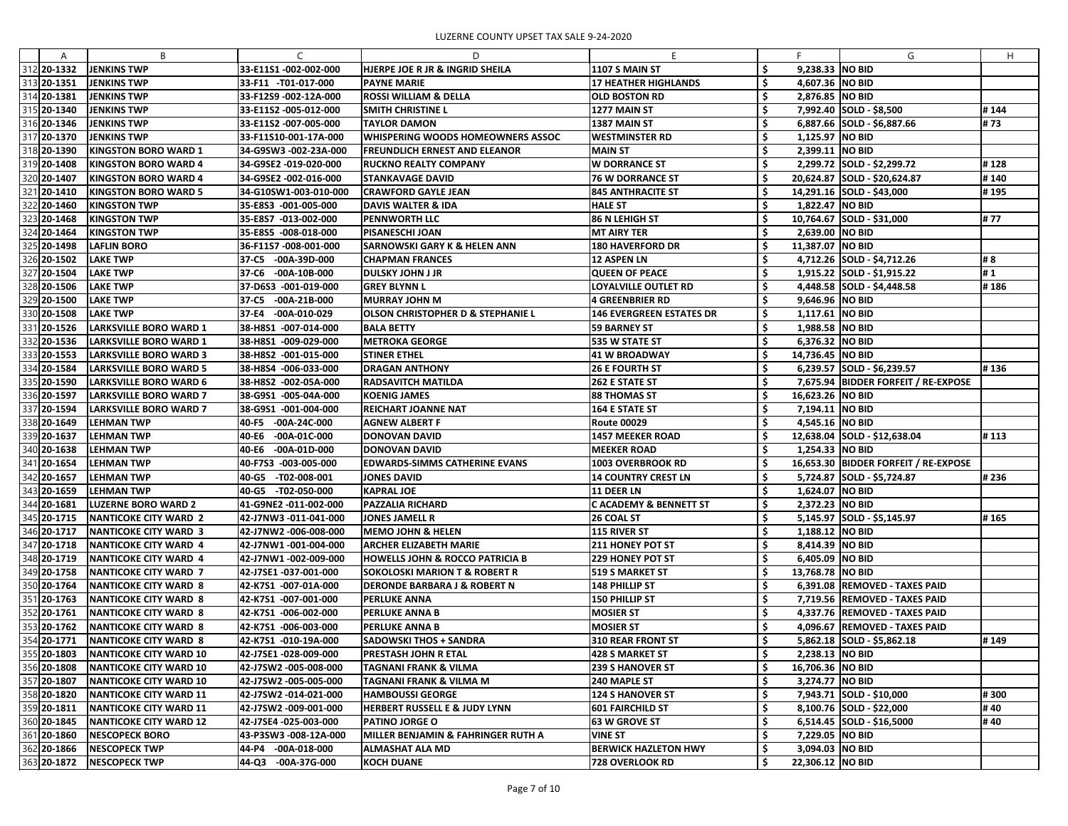LUZERNE COUNTY UPSET TAX SALE 9-24-2020

| | A | B | C | D | E | | F | G | H |
|---|---|---|---|---|---|---|---|---|---|
| 312 | 20-1332 | JENKINS TWP | 33-E11S1 -002-002-000 | HJERPE JOE R JR & INGRID SHEILA | 1107 S MAIN ST | $ | 9,238.33 | NO BID | |
| 313 | 20-1351 | JENKINS TWP | 33-F11 -T01-017-000 | PAYNE MARIE | 17 HEATHER HIGHLANDS | $ | 4,607.36 | NO BID | |
| 314 | 20-1381 | JENKINS TWP | 33-F12S9 -002-12A-000 | ROSSI WILLIAM & DELLA | OLD BOSTON RD | $ | 2,876.85 | NO BID | |
| 315 | 20-1340 | JENKINS TWP | 33-E11S2 -005-012-000 | SMITH CHRISTINE L | 1277 MAIN ST | $ | 7,992.40 | SOLD - $8,500 | # 144 |
| 316 | 20-1346 | JENKINS TWP | 33-E11S2 -007-005-000 | TAYLOR DAMON | 1387 MAIN ST | $ | 6,887.66 | SOLD - $6,887.66 | # 73 |
| 317 | 20-1370 | JENKINS TWP | 33-F11S10-001-17A-000 | WHISPERING WOODS HOMEOWNERS ASSOC | WESTMINSTER RD | $ | 1,125.97 | NO BID | |
| 318 | 20-1390 | KINGSTON BORO WARD 1 | 34-G9SW3 -002-23A-000 | FREUNDLICH ERNEST AND ELEANOR | MAIN ST | $ | 2,399.11 | NO BID | |
| 319 | 20-1408 | KINGSTON BORO WARD 4 | 34-G9SE2 -019-020-000 | RUCKNO REALTY COMPANY | W DORRANCE ST | $ | 2,299.72 | SOLD - $2,299.72 | # 128 |
| 320 | 20-1407 | KINGSTON BORO WARD 4 | 34-G9SE2 -002-016-000 | STANKAVAGE DAVID | 76 W DORRANCE ST | $ | 20,624.87 | SOLD - $20,624.87 | # 140 |
| 321 | 20-1410 | KINGSTON BORO WARD 5 | 34-G10SW1-003-010-000 | CRAWFORD GAYLE JEAN | 845 ANTHRACITE ST | $ | 14,291.16 | SOLD - $43,000 | # 195 |
| 322 | 20-1460 | KINGSTON TWP | 35-E8S3 -001-005-000 | DAVIS WALTER & IDA | HALE ST | $ | 1,822.47 | NO BID | |
| 323 | 20-1468 | KINGSTON TWP | 35-E8S7 -013-002-000 | PENNWORTH LLC | 86 N LEHIGH ST | $ | 10,764.67 | SOLD - $31,000 | # 77 |
| 324 | 20-1464 | KINGSTON TWP | 35-E8S5 -008-018-000 | PISANESCHI JOAN | MT AIRY TER | $ | 2,639.00 | NO BID | |
| 325 | 20-1498 | LAFLIN BORO | 36-F11S7 -008-001-000 | SARNOWSKI GARY K & HELEN ANN | 180 HAVERFORD DR | $ | 11,387.07 | NO BID | |
| 326 | 20-1502 | LAKE TWP | 37-C5 -00A-39D-000 | CHAPMAN FRANCES | 12 ASPEN LN | $ | 4,712.26 | SOLD - $4,712.26 | # 8 |
| 327 | 20-1504 | LAKE TWP | 37-C6 -00A-10B-000 | DULSKY JOHN J JR | QUEEN OF PEACE | $ | 1,915.22 | SOLD - $1,915.22 | # 1 |
| 328 | 20-1506 | LAKE TWP | 37-D6S3 -001-019-000 | GREY BLYNN L | LOYALVILLE OUTLET RD | $ | 4,448.58 | SOLD - $4,448.58 | # 186 |
| 329 | 20-1500 | LAKE TWP | 37-C5 -00A-21B-000 | MURRAY JOHN M | 4 GREENBRIER RD | $ | 9,646.96 | NO BID | |
| 330 | 20-1508 | LAKE TWP | 37-E4 -00A-010-029 | OLSON CHRISTOPHER D & STEPHANIE L | 146 EVERGREEN ESTATES DR | $ | 1,117.61 | NO BID | |
| 331 | 20-1526 | LARKSVILLE BORO WARD 1 | 38-H8S1 -007-014-000 | BALA BETTY | 59 BARNEY ST | $ | 1,988.58 | NO BID | |
| 332 | 20-1536 | LARKSVILLE BORO WARD 1 | 38-H8S1 -009-029-000 | METROKA GEORGE | 535 W STATE ST | $ | 6,376.32 | NO BID | |
| 333 | 20-1553 | LARKSVILLE BORO WARD 3 | 38-H8S2 -001-015-000 | STINER ETHEL | 41 W BROADWAY | $ | 14,736.45 | NO BID | |
| 334 | 20-1584 | LARKSVILLE BORO WARD 5 | 38-H8S4 -006-033-000 | DRAGAN ANTHONY | 26 E FOURTH ST | $ | 6,239.57 | SOLD - $6,239.57 | # 136 |
| 335 | 20-1590 | LARKSVILLE BORO WARD 6 | 38-H8S2 -002-05A-000 | RADSAVITCH MATILDA | 262 E STATE ST | $ | 7,675.94 | BIDDER FORFEIT / RE-EXPOSE | |
| 336 | 20-1597 | LARKSVILLE BORO WARD 7 | 38-G9S1 -005-04A-000 | KOENIG JAMES | 88 THOMAS ST | $ | 16,623.26 | NO BID | |
| 337 | 20-1594 | LARKSVILLE BORO WARD 7 | 38-G9S1 -001-004-000 | REICHART JOANNE NAT | 164 E STATE ST | $ | 7,194.11 | NO BID | |
| 338 | 20-1649 | LEHMAN TWP | 40-F5 -00A-24C-000 | AGNEW ALBERT F | Route 00029 | $ | 4,545.16 | NO BID | |
| 339 | 20-1637 | LEHMAN TWP | 40-E6 -00A-01C-000 | DONOVAN DAVID | 1457 MEEKER ROAD | $ | 12,638.04 | SOLD - $12,638.04 | # 113 |
| 340 | 20-1638 | LEHMAN TWP | 40-E6 -00A-01D-000 | DONOVAN DAVID | MEEKER ROAD | $ | 1,254.33 | NO BID | |
| 341 | 20-1654 | LEHMAN TWP | 40-F7S3 -003-005-000 | EDWARDS-SIMMS CATHERINE EVANS | 1003 OVERBROOK RD | $ | 16,653.30 | BIDDER FORFEIT / RE-EXPOSE | |
| 342 | 20-1657 | LEHMAN TWP | 40-G5 -T02-008-001 | JONES DAVID | 14 COUNTRY CREST LN | $ | 5,724.87 | SOLD - $5,724.87 | # 236 |
| 343 | 20-1659 | LEHMAN TWP | 40-G5 -T02-050-000 | KAPRAL JOE | 11 DEER LN | $ | 1,624.07 | NO BID | |
| 344 | 20-1681 | LUZERNE BORO WARD 2 | 41-G9NE2 -011-002-000 | PAZZALIA RICHARD | C ACADEMY & BENNETT ST | $ | 2,372.23 | NO BID | |
| 345 | 20-1715 | NANTICOKE CITY WARD 2 | 42-J7NW3 -011-041-000 | JONES JAMELL R | 26 COAL ST | $ | 5,145.97 | SOLD - $5,145.97 | # 165 |
| 346 | 20-1717 | NANTICOKE CITY WARD 3 | 42-J7NW2 -006-008-000 | MEMO JOHN & HELEN | 115 RIVER ST | $ | 1,188.12 | NO BID | |
| 347 | 20-1718 | NANTICOKE CITY WARD 4 | 42-J7NW1 -001-004-000 | ARCHER ELIZABETH MARIE | 211 HONEY POT ST | $ | 8,414.39 | NO BID | |
| 348 | 20-1719 | NANTICOKE CITY WARD 4 | 42-J7NW1 -002-009-000 | HOWELLS JOHN & ROCCO PATRICIA B | 229 HONEY POT ST | $ | 6,405.09 | NO BID | |
| 349 | 20-1758 | NANTICOKE CITY WARD 7 | 42-J7SE1 -037-001-000 | SOKOLOSKI MARION T & ROBERT R | 519 S MARKET ST | $ | 13,768.78 | NO BID | |
| 350 | 20-1764 | NANTICOKE CITY WARD 8 | 42-K7S1 -007-01A-000 | DERONDE BARBARA J & ROBERT N | 148 PHILLIP ST | $ | 6,391.08 | REMOVED - TAXES PAID | |
| 351 | 20-1763 | NANTICOKE CITY WARD 8 | 42-K7S1 -007-001-000 | PERLUKE ANNA | 150 PHILLIP ST | $ | 7,719.56 | REMOVED - TAXES PAID | |
| 352 | 20-1761 | NANTICOKE CITY WARD 8 | 42-K7S1 -006-002-000 | PERLUKE ANNA B | MOSIER ST | $ | 4,337.76 | REMOVED - TAXES PAID | |
| 353 | 20-1762 | NANTICOKE CITY WARD 8 | 42-K7S1 -006-003-000 | PERLUKE ANNA B | MOSIER ST | $ | 4,096.67 | REMOVED - TAXES PAID | |
| 354 | 20-1771 | NANTICOKE CITY WARD 8 | 42-K7S1 -010-19A-000 | SADOWSKI THOS + SANDRA | 310 REAR FRONT ST | $ | 5,862.18 | SOLD - $5,862.18 | # 149 |
| 355 | 20-1803 | NANTICOKE CITY WARD 10 | 42-J7SE1 -028-009-000 | PRESTASH JOHN R ETAL | 428 S MARKET ST | $ | 2,238.13 | NO BID | |
| 356 | 20-1808 | NANTICOKE CITY WARD 10 | 42-J7SW2 -005-008-000 | TAGNANI FRANK & VILMA | 239 S HANOVER ST | $ | 16,706.36 | NO BID | |
| 357 | 20-1807 | NANTICOKE CITY WARD 10 | 42-J7SW2 -005-005-000 | TAGNANI FRANK & VILMA M | 240 MAPLE ST | $ | 3,274.77 | NO BID | |
| 358 | 20-1820 | NANTICOKE CITY WARD 11 | 42-J7SW2 -014-021-000 | HAMBOUSSI GEORGE | 124 S HANOVER ST | $ | 7,943.71 | SOLD - $10,000 | # 300 |
| 359 | 20-1811 | NANTICOKE CITY WARD 11 | 42-J7SW2 -009-001-000 | HERBERT RUSSELL E & JUDY LYNN | 601 FAIRCHILD ST | $ | 8,100.76 | SOLD - $22,000 | # 40 |
| 360 | 20-1845 | NANTICOKE CITY WARD 12 | 42-J7SE4 -025-003-000 | PATINO JORGE O | 63 W GROVE ST | $ | 6,514.45 | SOLD - $16,5000 | # 40 |
| 361 | 20-1860 | NESCOPECK BORO | 43-P3SW3 -008-12A-000 | MILLER BENJAMIN & FAHRINGER RUTH A | VINE ST | $ | 7,229.05 | NO BID | |
| 362 | 20-1866 | NESCOPECK TWP | 44-P4 -00A-018-000 | ALMASHAT ALA MD | BERWICK HAZLETON HWY | $ | 3,094.03 | NO BID | |
| 363 | 20-1872 | NESCOPECK TWP | 44-Q3 -00A-37G-000 | KOCH DUANE | 728 OVERLOOK RD | $ | 22,306.12 | NO BID | |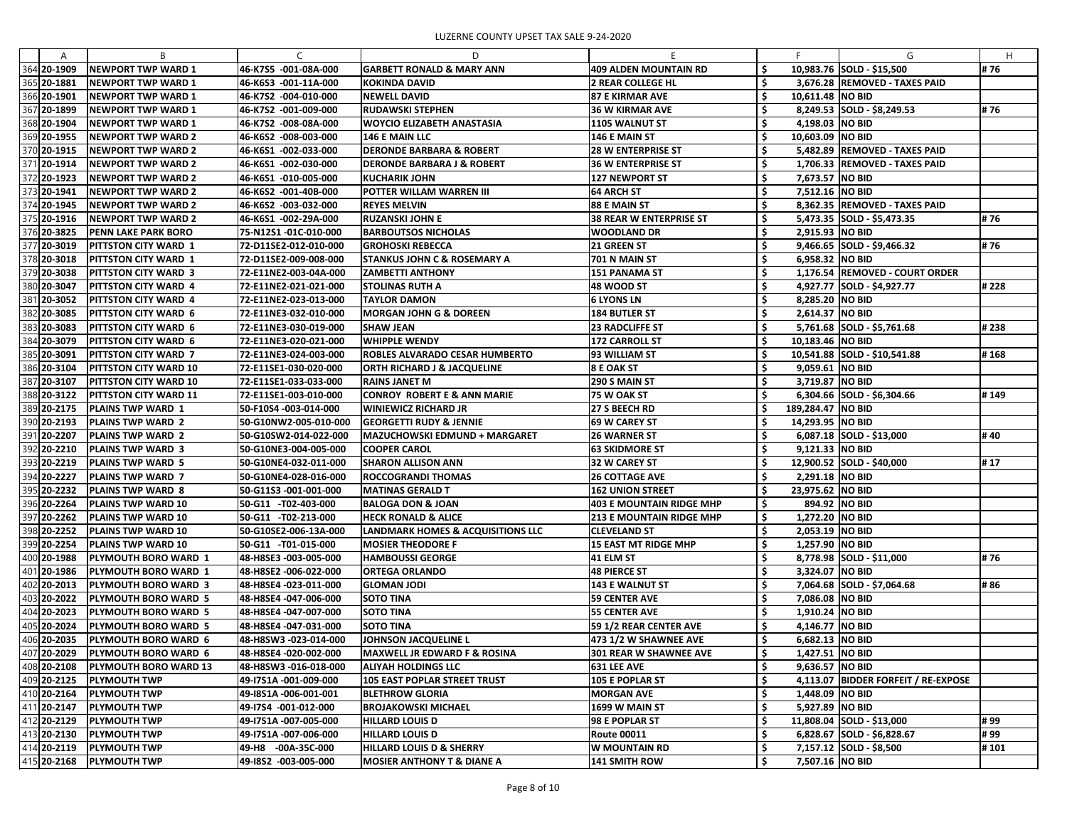LUZERNE COUNTY UPSET TAX SALE 9-24-2020

| | A | B | C | D | E | F | G | H |
|---|---|---|---|---|---|---|---|---|
| 364 | 20-1909 | NEWPORT TWP WARD 1 | 46-K7S5 -001-08A-000 | GARBETT RONALD & MARY ANN | 409 ALDEN MOUNTAIN RD | $ 10,983.76 | SOLD - $15,500 | # 76 |
| 365 | 20-1881 | NEWPORT TWP WARD 1 | 46-K6S3 -001-11A-000 | KOKINDA DAVID | 2 REAR COLLEGE HL | $ 3,676.28 | REMOVED - TAXES PAID | |
| 366 | 20-1901 | NEWPORT TWP WARD 1 | 46-K7S2 -004-010-000 | NEWELL DAVID | 87 E KIRMAR AVE | $ 10,611.48 | NO BID | |
| 367 | 20-1899 | NEWPORT TWP WARD 1 | 46-K7S2 -001-009-000 | RUDAWSKI STEPHEN | 36 W KIRMAR AVE | $ 8,249.53 | SOLD - $8,249.53 | # 76 |
| 368 | 20-1904 | NEWPORT TWP WARD 1 | 46-K7S2 -008-08A-000 | WOYCIO ELIZABETH ANASTASIA | 1105 WALNUT ST | $ 4,198.03 | NO BID | |
| 369 | 20-1955 | NEWPORT TWP WARD 2 | 46-K6S2 -008-003-000 | 146 E MAIN LLC | 146 E MAIN ST | $ 10,603.09 | NO BID | |
| 370 | 20-1915 | NEWPORT TWP WARD 2 | 46-K6S1 -002-033-000 | DERONDE BARBARA & ROBERT | 28 W ENTERPRISE ST | $ 5,482.89 | REMOVED - TAXES PAID | |
| 371 | 20-1914 | NEWPORT TWP WARD 2 | 46-K6S1 -002-030-000 | DERONDE BARBARA J & ROBERT | 36 W ENTERPRISE ST | $ 1,706.33 | REMOVED - TAXES PAID | |
| 372 | 20-1923 | NEWPORT TWP WARD 2 | 46-K6S1 -010-005-000 | KUCHARIK JOHN | 127 NEWPORT ST | $ 7,673.57 | NO BID | |
| 373 | 20-1941 | NEWPORT TWP WARD 2 | 46-K6S2 -001-40B-000 | POTTER WILLAM WARREN III | 64 ARCH ST | $ 7,512.16 | NO BID | |
| 374 | 20-1945 | NEWPORT TWP WARD 2 | 46-K6S2 -003-032-000 | REYES MELVIN | 88 E MAIN ST | $ 8,362.35 | REMOVED - TAXES PAID | |
| 375 | 20-1916 | NEWPORT TWP WARD 2 | 46-K6S1 -002-29A-000 | RUZANSKI JOHN E | 38 REAR W ENTERPRISE ST | $ 5,473.35 | SOLD - $5,473.35 | # 76 |
| 376 | 20-3825 | PENN LAKE PARK BORO | 75-N12S1 -01C-010-000 | BARBOUTSOS NICHOLAS | WOODLAND DR | $ 2,915.93 | NO BID | |
| 377 | 20-3019 | PITTSTON CITY WARD 1 | 72-D11SE2-012-010-000 | GROHOSKI REBECCA | 21 GREEN ST | $ 9,466.65 | SOLD - $9,466.32 | # 76 |
| 378 | 20-3018 | PITTSTON CITY WARD 1 | 72-D11SE2-009-008-000 | STANKUS JOHN C & ROSEMARY A | 701 N MAIN ST | $ 6,958.32 | NO BID | |
| 379 | 20-3038 | PITTSTON CITY WARD 3 | 72-E11NE2-003-04A-000 | ZAMBETTI ANTHONY | 151 PANAMA ST | $ 1,176.54 | REMOVED - COURT ORDER | |
| 380 | 20-3047 | PITTSTON CITY WARD 4 | 72-E11NE2-021-021-000 | STOLINAS RUTH A | 48 WOOD ST | $ 4,927.77 | SOLD - $4,927.77 | # 228 |
| 381 | 20-3052 | PITTSTON CITY WARD 4 | 72-E11NE2-023-013-000 | TAYLOR DAMON | 6 LYONS LN | $ 8,285.20 | NO BID | |
| 382 | 20-3085 | PITTSTON CITY WARD 6 | 72-E11NE3-032-010-000 | MORGAN JOHN G & DOREEN | 184 BUTLER ST | $ 2,614.37 | NO BID | |
| 383 | 20-3083 | PITTSTON CITY WARD 6 | 72-E11NE3-030-019-000 | SHAW JEAN | 23 RADCLIFFE ST | $ 5,761.68 | SOLD - $5,761.68 | # 238 |
| 384 | 20-3079 | PITTSTON CITY WARD 6 | 72-E11NE3-020-021-000 | WHIPPLE WENDY | 172 CARROLL ST | $ 10,183.46 | NO BID | |
| 385 | 20-3091 | PITTSTON CITY WARD 7 | 72-E11NE3-024-003-000 | ROBLES ALVARADO CESAR HUMBERTO | 93 WILLIAM ST | $ 10,541.88 | SOLD - $10,541.88 | # 168 |
| 386 | 20-3104 | PITTSTON CITY WARD 10 | 72-E11SE1-030-020-000 | ORTH RICHARD J & JACQUELINE | 8 E OAK ST | $ 9,059.61 | NO BID | |
| 387 | 20-3107 | PITTSTON CITY WARD 10 | 72-E11SE1-033-033-000 | RAINS JANET M | 290 S MAIN ST | $ 3,719.87 | NO BID | |
| 388 | 20-3122 | PITTSTON CITY WARD 11 | 72-E11SE1-003-010-000 | CONROY ROBERT E & ANN MARIE | 75 W OAK ST | $ 6,304.66 | SOLD - $6,304.66 | # 149 |
| 389 | 20-2175 | PLAINS TWP WARD 1 | 50-F10S4 -003-014-000 | WINIEWICZ RICHARD JR | 27 S BEECH RD | $ 189,284.47 | NO BID | |
| 390 | 20-2193 | PLAINS TWP WARD 2 | 50-G10NW2-005-010-000 | GEORGETTI RUDY & JENNIE | 69 W CAREY ST | $ 14,293.95 | NO BID | |
| 391 | 20-2207 | PLAINS TWP WARD 2 | 50-G10SW2-014-022-000 | MAZUCHOWSKI EDMUND + MARGARET | 26 WARNER ST | $ 6,087.18 | SOLD - $13,000 | # 40 |
| 392 | 20-2210 | PLAINS TWP WARD 3 | 50-G10NE3-004-005-000 | COOPER CAROL | 63 SKIDMORE ST | $ 9,121.33 | NO BID | |
| 393 | 20-2219 | PLAINS TWP WARD 5 | 50-G10NE4-032-011-000 | SHARON ALLISON ANN | 32 W CAREY ST | $ 12,900.52 | SOLD - $40,000 | # 17 |
| 394 | 20-2227 | PLAINS TWP WARD 7 | 50-G10NE4-028-016-000 | ROCCOGRANDI THOMAS | 26 COTTAGE AVE | $ 2,291.18 | NO BID | |
| 395 | 20-2232 | PLAINS TWP WARD 8 | 50-G11S3 -001-001-000 | MATINAS GERALD T | 162 UNION STREET | $ 23,975.62 | NO BID | |
| 396 | 20-2264 | PLAINS TWP WARD 10 | 50-G11 -T02-403-000 | BALOGA DON & JOAN | 403 E MOUNTAIN RIDGE MHP | $ 894.92 | NO BID | |
| 397 | 20-2262 | PLAINS TWP WARD 10 | 50-G11 -T02-213-000 | HECK RONALD & ALICE | 213 E MOUNTAIN RIDGE MHP | $ 1,272.20 | NO BID | |
| 398 | 20-2252 | PLAINS TWP WARD 10 | 50-G10SE2-006-13A-000 | LANDMARK HOMES & ACQUISITIONS LLC | CLEVELAND ST | $ 2,053.19 | NO BID | |
| 399 | 20-2254 | PLAINS TWP WARD 10 | 50-G11 -T01-015-000 | MOSIER THEODORE F | 15 EAST MT RIDGE MHP | $ 1,257.90 | NO BID | |
| 400 | 20-1988 | PLYMOUTH BORO WARD 1 | 48-H8SE3 -003-005-000 | HAMBOUSSI GEORGE | 41 ELM ST | $ 8,778.98 | SOLD - $11,000 | # 76 |
| 401 | 20-1986 | PLYMOUTH BORO WARD 1 | 48-H8SE2 -006-022-000 | ORTEGA ORLANDO | 48 PIERCE ST | $ 3,324.07 | NO BID | |
| 402 | 20-2013 | PLYMOUTH BORO WARD 3 | 48-H8SE4 -023-011-000 | GLOMAN JODI | 143 E WALNUT ST | $ 7,064.68 | SOLD - $7,064.68 | # 86 |
| 403 | 20-2022 | PLYMOUTH BORO WARD 5 | 48-H8SE4 -047-006-000 | SOTO TINA | 59 CENTER AVE | $ 7,086.08 | NO BID | |
| 404 | 20-2023 | PLYMOUTH BORO WARD 5 | 48-H8SE4 -047-007-000 | SOTO TINA | 55 CENTER AVE | $ 1,910.24 | NO BID | |
| 405 | 20-2024 | PLYMOUTH BORO WARD 5 | 48-H8SE4 -047-031-000 | SOTO TINA | 59 1/2 REAR CENTER AVE | $ 4,146.77 | NO BID | |
| 406 | 20-2035 | PLYMOUTH BORO WARD 6 | 48-H8SW3 -023-014-000 | JOHNSON JACQUELINE L | 473 1/2 W SHAWNEE AVE | $ 6,682.13 | NO BID | |
| 407 | 20-2029 | PLYMOUTH BORO WARD 6 | 48-H8SE4 -020-002-000 | MAXWELL JR EDWARD F & ROSINA | 301 REAR W SHAWNEE AVE | $ 1,427.51 | NO BID | |
| 408 | 20-2108 | PLYMOUTH BORO WARD 13 | 48-H8SW3 -016-018-000 | ALIYAH HOLDINGS LLC | 631 LEE AVE | $ 9,636.57 | NO BID | |
| 409 | 20-2125 | PLYMOUTH TWP | 49-I7S1A -001-009-000 | 105 EAST POPLAR STREET TRUST | 105 E POPLAR ST | $ 4,113.07 | BIDDER FORFEIT / RE-EXPOSE | |
| 410 | 20-2164 | PLYMOUTH TWP | 49-I8S1A -006-001-001 | BLETHROW GLORIA | MORGAN AVE | $ 1,448.09 | NO BID | |
| 411 | 20-2147 | PLYMOUTH TWP | 49-I7S4 -001-012-000 | BROJAKOWSKI MICHAEL | 1699 W MAIN ST | $ 5,927.89 | NO BID | |
| 412 | 20-2129 | PLYMOUTH TWP | 49-I7S1A -007-005-000 | HILLARD LOUIS D | 98 E POPLAR ST | $ 11,808.04 | SOLD - $13,000 | # 99 |
| 413 | 20-2130 | PLYMOUTH TWP | 49-I7S1A -007-006-000 | HILLARD LOUIS D | Route 00011 | $ 6,828.67 | SOLD - $6,828.67 | # 99 |
| 414 | 20-2119 | PLYMOUTH TWP | 49-H8 -00A-35C-000 | HILLARD LOUIS D & SHERRY | W MOUNTAIN RD | $ 7,157.12 | SOLD - $8,500 | # 101 |
| 415 | 20-2168 | PLYMOUTH TWP | 49-I8S2 -003-005-000 | MOSIER ANTHONY T & DIANE A | 141 SMITH ROW | $ 7,507.16 | NO BID | |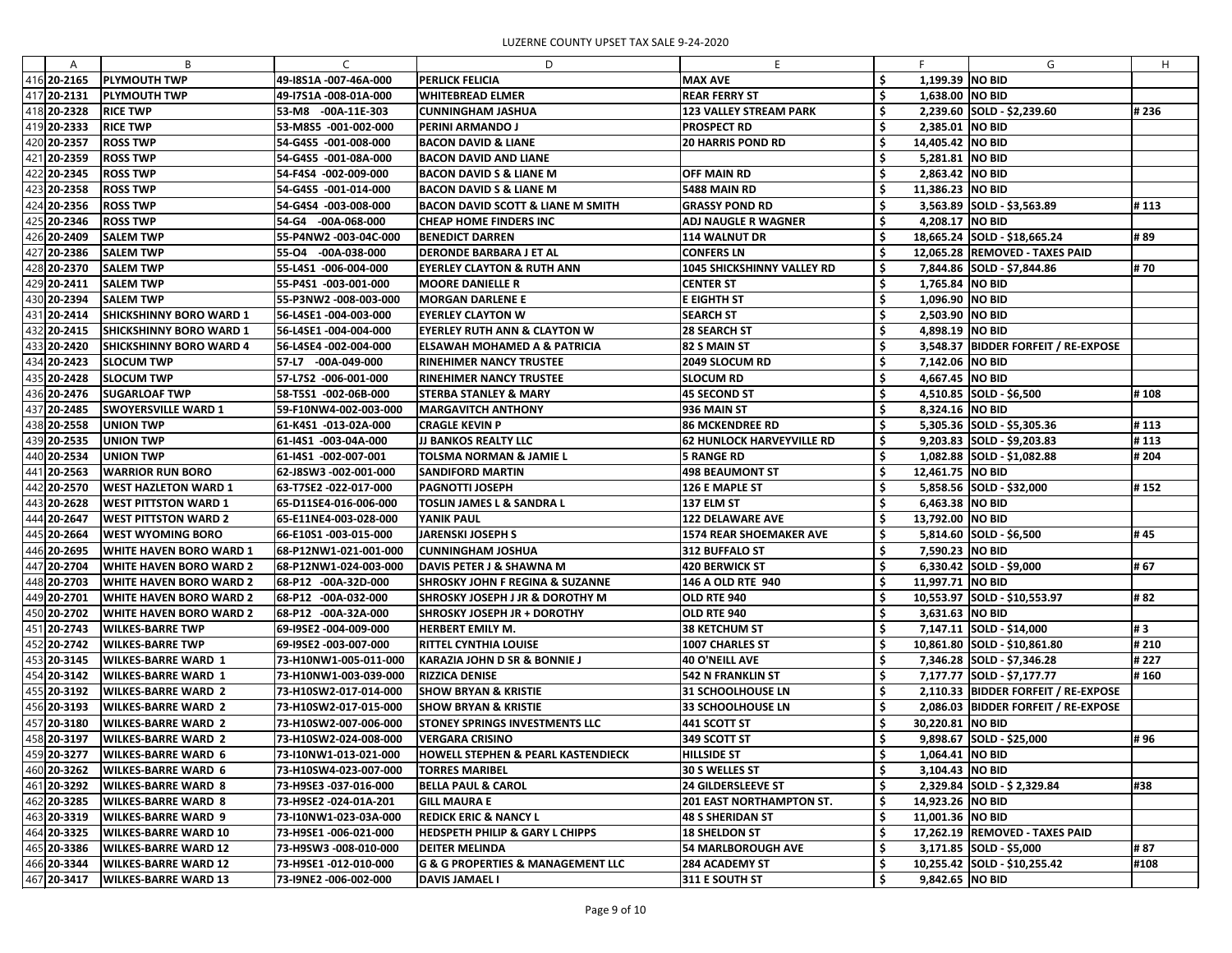LUZERNE COUNTY UPSET TAX SALE 9-24-2020

| | A | B | C | D | E | F | G | H |
|---|---|---|---|---|---|---|---|---|
| 416 | 20-2165 | PLYMOUTH TWP | 49-I8S1A -007-46A-000 | PERLICK FELICIA | MAX AVE | $ 1,199.39 | NO BID | |
| 417 | 20-2131 | PLYMOUTH TWP | 49-I7S1A -008-01A-000 | WHITEBREAD ELMER | REAR FERRY ST | $ 1,638.00 | NO BID | |
| 418 | 20-2328 | RICE TWP | 53-M8 -00A-11E-303 | CUNNINGHAM JASHUA | 123 VALLEY STREAM PARK | $ 2,239.60 | SOLD - $2,239.60 | # 236 |
| 419 | 20-2333 | RICE TWP | 53-M8S5 -001-002-000 | PERINI ARMANDO J | PROSPECT RD | $ 2,385.01 | NO BID | |
| 420 | 20-2357 | ROSS TWP | 54-G4S5 -001-008-000 | BACON DAVID & LIANE | 20 HARRIS POND RD | $ 14,405.42 | NO BID | |
| 421 | 20-2359 | ROSS TWP | 54-G4S5 -001-08A-000 | BACON DAVID AND LIANE | | $ 5,281.81 | NO BID | |
| 422 | 20-2345 | ROSS TWP | 54-F4S4 -002-009-000 | BACON DAVID S & LIANE M | OFF MAIN RD | $ 2,863.42 | NO BID | |
| 423 | 20-2358 | ROSS TWP | 54-G4S5 -001-014-000 | BACON DAVID S & LIANE M | 5488 MAIN RD | $ 11,386.23 | NO BID | |
| 424 | 20-2356 | ROSS TWP | 54-G4S4 -003-008-000 | BACON DAVID SCOTT & LIANE M SMITH | GRASSY POND RD | $ 3,563.89 | SOLD - $3,563.89 | # 113 |
| 425 | 20-2346 | ROSS TWP | 54-G4 -00A-068-000 | CHEAP HOME FINDERS INC | ADJ NAUGLE R WAGNER | $ 4,208.17 | NO BID | |
| 426 | 20-2409 | SALEM TWP | 55-P4NW2 -003-04C-000 | BENEDICT DARREN | 114 WALNUT DR | $ 18,665.24 | SOLD - $18,665.24 | # 89 |
| 427 | 20-2386 | SALEM TWP | 55-O4 -00A-038-000 | DERONDE BARBARA J ET AL | CONFERS LN | $ 12,065.28 | REMOVED - TAXES PAID | |
| 428 | 20-2370 | SALEM TWP | 55-L4S1 -006-004-000 | EYERLEY CLAYTON & RUTH ANN | 1045 SHICKSHINNY VALLEY RD | $ 7,844.86 | SOLD - $7,844.86 | # 70 |
| 429 | 20-2411 | SALEM TWP | 55-P4S1 -003-001-000 | MOORE DANIELLE R | CENTER ST | $ 1,765.84 | NO BID | |
| 430 | 20-2394 | SALEM TWP | 55-P3NW2 -008-003-000 | MORGAN DARLENE E | E EIGHTH ST | $ 1,096.90 | NO BID | |
| 431 | 20-2414 | SHICKSHINNY BORO WARD 1 | 56-L4SE1 -004-003-000 | EYERLEY CLAYTON W | SEARCH ST | $ 2,503.90 | NO BID | |
| 432 | 20-2415 | SHICKSHINNY BORO WARD 1 | 56-L4SE1 -004-004-000 | EYERLEY RUTH ANN & CLAYTON W | 28 SEARCH ST | $ 4,898.19 | NO BID | |
| 433 | 20-2420 | SHICKSHINNY BORO WARD 4 | 56-L4SE4 -002-004-000 | ELSAWAH MOHAMED A & PATRICIA | 82 S MAIN ST | $ 3,548.37 | BIDDER FORFEIT / RE-EXPOSE | |
| 434 | 20-2423 | SLOCUM TWP | 57-L7 -00A-049-000 | RINEHIMER NANCY TRUSTEE | 2049 SLOCUM RD | $ 7,142.06 | NO BID | |
| 435 | 20-2428 | SLOCUM TWP | 57-L7S2 -006-001-000 | RINEHIMER NANCY TRUSTEE | SLOCUM RD | $ 4,667.45 | NO BID | |
| 436 | 20-2476 | SUGARLOAF TWP | 58-T5S1 -002-06B-000 | STERBA STANLEY & MARY | 45 SECOND ST | $ 4,510.85 | SOLD - $6,500 | # 108 |
| 437 | 20-2485 | SWOYERSVILLE WARD 1 | 59-F10NW4-002-003-000 | MARGAVITCH ANTHONY | 936 MAIN ST | $ 8,324.16 | NO BID | |
| 438 | 20-2558 | UNION TWP | 61-K4S1 -013-02A-000 | CRAGLE KEVIN P | 86 MCKENDREE RD | $ 5,305.36 | SOLD - $5,305.36 | # 113 |
| 439 | 20-2535 | UNION TWP | 61-I4S1 -003-04A-000 | JJ BANKOS REALTY LLC | 62 HUNLOCK HARVEYVILLE RD | $ 9,203.83 | SOLD - $9,203.83 | # 113 |
| 440 | 20-2534 | UNION TWP | 61-I4S1 -002-007-001 | TOLSMA NORMAN & JAMIE L | 5 RANGE RD | $ 1,082.88 | SOLD - $1,082.88 | # 204 |
| 441 | 20-2563 | WARRIOR RUN BORO | 62-J8SW3 -002-001-000 | SANDIFORD MARTIN | 498 BEAUMONT ST | $ 12,461.75 | NO BID | |
| 442 | 20-2570 | WEST HAZLETON WARD 1 | 63-T7SE2 -022-017-000 | PAGNOTTI JOSEPH | 126 E MAPLE ST | $ 5,858.56 | SOLD - $32,000 | # 152 |
| 443 | 20-2628 | WEST PITTSTON WARD 1 | 65-D11SE4-016-006-000 | TOSLIN JAMES L & SANDRA L | 137 ELM ST | $ 6,463.38 | NO BID | |
| 444 | 20-2647 | WEST PITTSTON WARD 2 | 65-E11NE4-003-028-000 | YANIK PAUL | 122 DELAWARE AVE | $ 13,792.00 | NO BID | |
| 445 | 20-2664 | WEST WYOMING BORO | 66-E10S1 -003-015-000 | JARENSKI JOSEPH S | 1574 REAR SHOEMAKER AVE | $ 5,814.60 | SOLD - $6,500 | # 45 |
| 446 | 20-2695 | WHITE HAVEN BORO WARD 1 | 68-P12NW1-021-001-000 | CUNNINGHAM JOSHUA | 312 BUFFALO ST | $ 7,590.23 | NO BID | |
| 447 | 20-2704 | WHITE HAVEN BORO WARD 2 | 68-P12NW1-024-003-000 | DAVIS PETER J & SHAWNA M | 420 BERWICK ST | $ 6,330.42 | SOLD - $9,000 | # 67 |
| 448 | 20-2703 | WHITE HAVEN BORO WARD 2 | 68-P12 -00A-32D-000 | SHROSKY JOHN F REGINA & SUZANNE | 146 A OLD RTE 940 | $ 11,997.71 | NO BID | |
| 449 | 20-2701 | WHITE HAVEN BORO WARD 2 | 68-P12 -00A-032-000 | SHROSKY JOSEPH J JR & DOROTHY M | OLD RTE 940 | $ 10,553.97 | SOLD - $10,553.97 | # 82 |
| 450 | 20-2702 | WHITE HAVEN BORO WARD 2 | 68-P12 -00A-32A-000 | SHROSKY JOSEPH JR + DOROTHY | OLD RTE 940 | $ 3,631.63 | NO BID | |
| 451 | 20-2743 | WILKES-BARRE TWP | 69-I9SE2 -004-009-000 | HERBERT EMILY M. | 38 KETCHUM ST | $ 7,147.11 | SOLD - $14,000 | # 3 |
| 452 | 20-2742 | WILKES-BARRE TWP | 69-I9SE2 -003-007-000 | RITTEL CYNTHIA LOUISE | 1007 CHARLES ST | $ 10,861.80 | SOLD - $10,861.80 | # 210 |
| 453 | 20-3145 | WILKES-BARRE WARD 1 | 73-H10NW1-005-011-000 | KARAZIA JOHN D SR & BONNIE J | 40 O'NEILL AVE | $ 7,346.28 | SOLD - $7,346.28 | # 227 |
| 454 | 20-3142 | WILKES-BARRE WARD 1 | 73-H10NW1-003-039-000 | RIZZICA DENISE | 542 N FRANKLIN ST | $ 7,177.77 | SOLD - $7,177.77 | # 160 |
| 455 | 20-3192 | WILKES-BARRE WARD 2 | 73-H10SW2-017-014-000 | SHOW BRYAN & KRISTIE | 31 SCHOOLHOUSE LN | $ 2,110.33 | BIDDER FORFEIT / RE-EXPOSE | |
| 456 | 20-3193 | WILKES-BARRE WARD 2 | 73-H10SW2-017-015-000 | SHOW BRYAN & KRISTIE | 33 SCHOOLHOUSE LN | $ 2,086.03 | BIDDER FORFEIT / RE-EXPOSE | |
| 457 | 20-3180 | WILKES-BARRE WARD 2 | 73-H10SW2-007-006-000 | STONEY SPRINGS INVESTMENTS LLC | 441 SCOTT ST | $ 30,220.81 | NO BID | |
| 458 | 20-3197 | WILKES-BARRE WARD 2 | 73-H10SW2-024-008-000 | VERGARA CRISINO | 349 SCOTT ST | $ 9,898.67 | SOLD - $25,000 | # 96 |
| 459 | 20-3277 | WILKES-BARRE WARD 6 | 73-I10NW1-013-021-000 | HOWELL STEPHEN & PEARL KASTENDIECK | HILLSIDE ST | $ 1,064.41 | NO BID | |
| 460 | 20-3262 | WILKES-BARRE WARD 6 | 73-H10SW4-023-007-000 | TORRES MARIBEL | 30 S WELLES ST | $ 3,104.43 | NO BID | |
| 461 | 20-3292 | WILKES-BARRE WARD 8 | 73-H9SE3 -037-016-000 | BELLA PAUL & CAROL | 24 GILDERSLEEVE ST | $ 2,329.84 | SOLD - $ 2,329.84 | #38 |
| 462 | 20-3285 | WILKES-BARRE WARD 8 | 73-H9SE2 -024-01A-201 | GILL MAURA E | 201 EAST NORTHAMPTON ST. | $ 14,923.26 | NO BID | |
| 463 | 20-3319 | WILKES-BARRE WARD 9 | 73-I10NW1-023-03A-000 | REDICK ERIC & NANCY L | 48 S SHERIDAN ST | $ 11,001.36 | NO BID | |
| 464 | 20-3325 | WILKES-BARRE WARD 10 | 73-H9SE1 -006-021-000 | HEDSPETH PHILIP & GARY L CHIPPS | 18 SHELDON ST | $ 17,262.19 | REMOVED - TAXES PAID | |
| 465 | 20-3386 | WILKES-BARRE WARD 12 | 73-H9SW3 -008-010-000 | DEITER MELINDA | 54 MARLBOROUGH AVE | $ 3,171.85 | SOLD - $5,000 | # 87 |
| 466 | 20-3344 | WILKES-BARRE WARD 12 | 73-H9SE1 -012-010-000 | G & G PROPERTIES & MANAGEMENT LLC | 284 ACADEMY ST | $ 10,255.42 | SOLD - $10,255.42 | #108 |
| 467 | 20-3417 | WILKES-BARRE WARD 13 | 73-I9NE2 -006-002-000 | DAVIS JAMAEL I | 311 E SOUTH ST | $ 9,842.65 | NO BID | |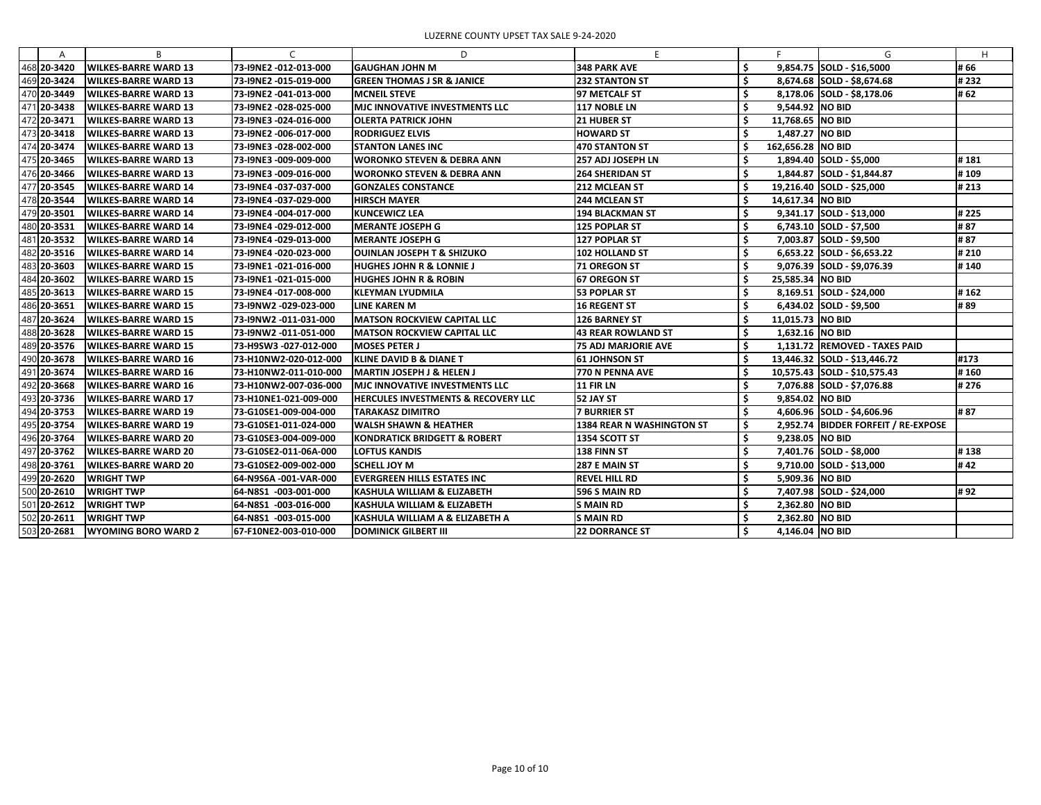LUZERNE COUNTY UPSET TAX SALE 9-24-2020

| | A | B | C | D | E | F | G | H |
|---|---|---|---|---|---|---|---|---|
| 468 | 20-3420 | WILKES-BARRE WARD 13 | 73-I9NE2 -012-013-000 | GAUGHAN JOHN M | 348 PARK AVE | $ 9,854.75 | SOLD - $16,5000 | # 66 |
| 469 | 20-3424 | WILKES-BARRE WARD 13 | 73-I9NE2 -015-019-000 | GREEN THOMAS J SR & JANICE | 232 STANTON ST | $ 8,674.68 | SOLD - $8,674.68 | # 232 |
| 470 | 20-3449 | WILKES-BARRE WARD 13 | 73-I9NE2 -041-013-000 | MCNEIL STEVE | 97 METCALF ST | $ 8,178.06 | SOLD - $8,178.06 | # 62 |
| 471 | 20-3438 | WILKES-BARRE WARD 13 | 73-I9NE2 -028-025-000 | MJC INNOVATIVE INVESTMENTS LLC | 117 NOBLE LN | $ 9,544.92 | NO BID | |
| 472 | 20-3471 | WILKES-BARRE WARD 13 | 73-I9NE3 -024-016-000 | OLERTA PATRICK JOHN | 21 HUBER ST | $ 11,768.65 | NO BID | |
| 473 | 20-3418 | WILKES-BARRE WARD 13 | 73-I9NE2 -006-017-000 | RODRIGUEZ ELVIS | HOWARD ST | $ 1,487.27 | NO BID | |
| 474 | 20-3474 | WILKES-BARRE WARD 13 | 73-I9NE3 -028-002-000 | STANTON LANES INC | 470 STANTON ST | $ 162,656.28 | NO BID | |
| 475 | 20-3465 | WILKES-BARRE WARD 13 | 73-I9NE3 -009-009-000 | WORONKO STEVEN & DEBRA ANN | 257 ADJ JOSEPH LN | $ 1,894.40 | SOLD - $5,000 | # 181 |
| 476 | 20-3466 | WILKES-BARRE WARD 13 | 73-I9NE3 -009-016-000 | WORONKO STEVEN & DEBRA ANN | 264 SHERIDAN ST | $ 1,844.87 | SOLD - $1,844.87 | # 109 |
| 477 | 20-3545 | WILKES-BARRE WARD 14 | 73-I9NE4 -037-037-000 | GONZALES CONSTANCE | 212 MCLEAN ST | $ 19,216.40 | SOLD - $25,000 | # 213 |
| 478 | 20-3544 | WILKES-BARRE WARD 14 | 73-I9NE4 -037-029-000 | HIRSCH MAYER | 244 MCLEAN ST | $ 14,617.34 | NO BID | |
| 479 | 20-3501 | WILKES-BARRE WARD 14 | 73-I9NE4 -004-017-000 | KUNCEWICZ LEA | 194 BLACKMAN ST | $ 9,341.17 | SOLD - $13,000 | # 225 |
| 480 | 20-3531 | WILKES-BARRE WARD 14 | 73-I9NE4 -029-012-000 | MERANTE JOSEPH G | 125 POPLAR ST | $ 6,743.10 | SOLD - $7,500 | # 87 |
| 481 | 20-3532 | WILKES-BARRE WARD 14 | 73-I9NE4 -029-013-000 | MERANTE JOSEPH G | 127 POPLAR ST | $ 7,003.87 | SOLD - $9,500 | # 87 |
| 482 | 20-3516 | WILKES-BARRE WARD 14 | 73-I9NE4 -020-023-000 | OUINLAN JOSEPH T & SHIZUKO | 102 HOLLAND ST | $ 6,653.22 | SOLD - $6,653.22 | # 210 |
| 483 | 20-3603 | WILKES-BARRE WARD 15 | 73-I9NE1 -021-016-000 | HUGHES JOHN R & LONNIE J | 71 OREGON ST | $ 9,076.39 | SOLD - $9,076.39 | # 140 |
| 484 | 20-3602 | WILKES-BARRE WARD 15 | 73-I9NE1 -021-015-000 | HUGHES JOHN R & ROBIN | 67 OREGON ST | $ 25,585.34 | NO BID | |
| 485 | 20-3613 | WILKES-BARRE WARD 15 | 73-I9NE4 -017-008-000 | KLEYMAN LYUDMILA | 53 POPLAR ST | $ 8,169.51 | SOLD - $24,000 | # 162 |
| 486 | 20-3651 | WILKES-BARRE WARD 15 | 73-I9NW2 -029-023-000 | LINE KAREN M | 16 REGENT ST | $ 6,434.02 | SOLD - $9,500 | # 89 |
| 487 | 20-3624 | WILKES-BARRE WARD 15 | 73-I9NW2 -011-031-000 | MATSON ROCKVIEW CAPITAL LLC | 126 BARNEY ST | $ 11,015.73 | NO BID | |
| 488 | 20-3628 | WILKES-BARRE WARD 15 | 73-I9NW2 -011-051-000 | MATSON ROCKVIEW CAPITAL LLC | 43 REAR ROWLAND ST | $ 1,632.16 | NO BID | |
| 489 | 20-3576 | WILKES-BARRE WARD 15 | 73-H9SW3 -027-012-000 | MOSES PETER J | 75 ADJ MARJORIE AVE | $ 1,131.72 | REMOVED - TAXES PAID | |
| 490 | 20-3678 | WILKES-BARRE WARD 16 | 73-H10NW2-020-012-000 | KLINE DAVID B & DIANE T | 61 JOHNSON ST | $ 13,446.32 | SOLD - $13,446.72 | #173 |
| 491 | 20-3674 | WILKES-BARRE WARD 16 | 73-H10NW2-011-010-000 | MARTIN JOSEPH J & HELEN J | 770 N PENNA AVE | $ 10,575.43 | SOLD - $10,575.43 | # 160 |
| 492 | 20-3668 | WILKES-BARRE WARD 16 | 73-H10NW2-007-036-000 | MJC INNOVATIVE INVESTMENTS LLC | 11 FIR LN | $ 7,076.88 | SOLD - $7,076.88 | # 276 |
| 493 | 20-3736 | WILKES-BARRE WARD 17 | 73-H10NE1-021-009-000 | HERCULES INVESTMENTS & RECOVERY LLC | 52 JAY ST | $ 9,854.02 | NO BID | |
| 494 | 20-3753 | WILKES-BARRE WARD 19 | 73-G10SE1-009-004-000 | TARAKASZ DIMITRO | 7 BURRIER ST | $ 4,606.96 | SOLD - $4,606.96 | # 87 |
| 495 | 20-3754 | WILKES-BARRE WARD 19 | 73-G10SE1-011-024-000 | WALSH SHAWN & HEATHER | 1384 REAR N WASHINGTON ST | $ 2,952.74 | BIDDER FORFEIT / RE-EXPOSE | |
| 496 | 20-3764 | WILKES-BARRE WARD 20 | 73-G10SE3-004-009-000 | KONDRATICK BRIDGETT & ROBERT | 1354 SCOTT ST | $ 9,238.05 | NO BID | |
| 497 | 20-3762 | WILKES-BARRE WARD 20 | 73-G10SE2-011-06A-000 | LOFTUS KANDIS | 138 FINN ST | $ 7,401.76 | SOLD - $8,000 | # 138 |
| 498 | 20-3761 | WILKES-BARRE WARD 20 | 73-G10SE2-009-002-000 | SCHELL JOY M | 287 E MAIN ST | $ 9,710.00 | SOLD - $13,000 | # 42 |
| 499 | 20-2620 | WRIGHT TWP | 64-N9S6A -001-VAR-000 | EVERGREEN HILLS ESTATES INC | REVEL HILL RD | $ 5,909.36 | NO BID | |
| 500 | 20-2610 | WRIGHT TWP | 64-N8S1 -003-001-000 | KASHULA WILLIAM & ELIZABETH | 596 S MAIN RD | $ 7,407.98 | SOLD - $24,000 | # 92 |
| 501 | 20-2612 | WRIGHT TWP | 64-N8S1 -003-016-000 | KASHULA WILLIAM & ELIZABETH | S MAIN RD | $ 2,362.80 | NO BID | |
| 502 | 20-2611 | WRIGHT TWP | 64-N8S1 -003-015-000 | KASHULA WILLIAM A & ELIZABETH A | S MAIN RD | $ 2,362.80 | NO BID | |
| 503 | 20-2681 | WYOMING BORO WARD 2 | 67-F10NE2-003-010-000 | DOMINICK GILBERT III | 22 DORRANCE ST | $ 4,146.04 | NO BID | |